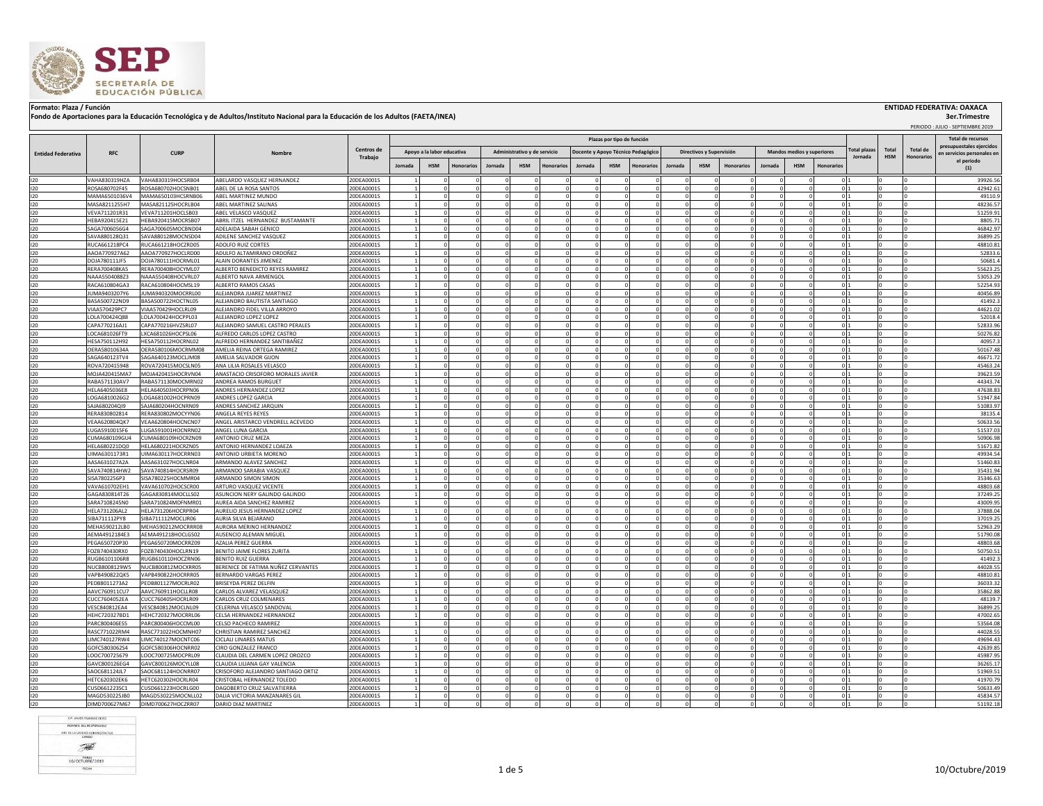**Formato: Plaza / Función**

**Fondo de Aportaciones para la Educación Tecnológica y de Adultos/Instituto Nacional para la Educación de los Adultos (FAETA/INEA)**

**ENTIDAD FEDERATIVA: OAXACA**

**3er.Trimestre**

PERIODO : JULIO - SEPTIEMBRE 2019

| Entidad Federativa | RFC | CURP | Nombre | Centros de Trabajo | Plazas por tipo de función | | | | | | | | | | | | | | | Total plazas Jornada | Total HSM | Total de Honorarios | Total de recursos presupuestales ejercidos en servicios personales en el periodo (1) |
|---|---|---|---|---|---|---|---|---|---|---|---|---|---|---|---|---|---|---|---|---|---|---|---|
| | | | | | Apoyo a la labor educativa | | | Administrativo y de servicio | | | Docente y Apoyo Técnico Pedagógico | | | Directivos y Supervisión | | | Mandos medios y superiores | | | | | | |
| | | | | | Jornada | HSM | Honorarios | Jornada | HSM | Honorarios | Jornada | HSM | Honorarios | Jornada | HSM | Honorarios | Jornada | HSM | Honorarios | | | | |
| I20 | VAHA830319HZA | VAHA830319HOCSRB04 | ABELARDO VASQUEZ HERNANDEZ | 20DEA0001S | 1 | 0 | 0 | 0 | 0 | 0 | 0 | 0 | 0 | 0 | 0 | 0 | 0 | 0 | 0 | 1 | 0 | 0 | 39926.56 |
| I20 | ROSA680702F45 | ROSA680702HOCSNB01 | ABEL DE LA ROSA SANTOS | 20DEA0001S | 1 | 0 | 0 | 0 | 0 | 0 | 0 | 0 | 0 | 0 | 0 | 0 | 0 | 0 | 0 | 1 | 0 | 0 | 42942.61 |
| I20 | MAMA6501036V4 | MAMA650103HCSRNB06 | ABEL MARTINEZ MUNDO | 20DEA0001S | 1 | 0 | 0 | 0 | 0 | 0 | 0 | 0 | 0 | 0 | 0 | 0 | 0 | 0 | 0 | 1 | 0 | 0 | 49110.9 |
| I20 | MASA821125SH7 | MASA821125HOCRLB04 | ABEL MARTINEZ SALINAS | 20DEA0001S | 1 | 0 | 0 | 0 | 0 | 0 | 0 | 0 | 0 | 0 | 0 | 0 | 0 | 0 | 0 | 1 | 0 | 0 | 48236.57 |
| I20 | VEVA711201R31 | VEVA711201HOCLSB03 | ABEL VELASCO VASQUEZ | 20DEA0001S | 1 | 0 | 0 | 0 | 0 | 0 | 0 | 0 | 0 | 0 | 0 | 0 | 0 | 0 | 0 | 1 | 0 | 0 | 51259.91 |
| I20 | HEBA920415E21 | HEBA920415MOCRSB07 | ABRIL ITZEL HERNANDEZ BUSTAMANTE | 20DEA0001S | 1 | 0 | 0 | 0 | 0 | 0 | 0 | 0 | 0 | 0 | 0 | 0 | 0 | 0 | 0 | 1 | 0 | 0 | 8805.71 |
| I20 | SAGA7006056G4 | SAGA700605MOCBND04 | ADELAIDA SABAH GENICO | 20DEA0001S | 1 | 0 | 0 | 0 | 0 | 0 | 0 | 0 | 0 | 0 | 0 | 0 | 0 | 0 | 0 | 1 | 0 | 0 | 46842.97 |
| I20 | SAVA880128Q31 | SAVA880128MOCNSD04 | ADILENE SANCHEZ VASQUEZ | 20DEA0001S | 1 | 0 | 0 | 0 | 0 | 0 | 0 | 0 | 0 | 0 | 0 | 0 | 0 | 0 | 0 | 1 | 0 | 0 | 36899.25 |
| I20 | RUCA661218PC4 | RUCA661218HOCZRD05 | ADOLFO RUIZ CORTES | 20DEA0001S | 1 | 0 | 0 | 0 | 0 | 0 | 0 | 0 | 0 | 0 | 0 | 0 | 0 | 0 | 0 | 1 | 0 | 0 | 48810.81 |
| I20 | AAOA770927A62 | AAOA770927HOCLRD00 | ADULFO ALTAMIRANO ORDOÑEZ | 20DEA0001S | 1 | 0 | 0 | 0 | 0 | 0 | 0 | 0 | 0 | 0 | 0 | 0 | 0 | 0 | 0 | 1 | 0 | 0 | 52833.6 |
| I20 | DOJA780111JF5 | DOJA780111HOCRML01 | ALAIN DORANTES JIMENEZ | 20DEA0001S | 1 | 0 | 0 | 0 | 0 | 0 | 0 | 0 | 0 | 0 | 0 | 0 | 0 | 0 | 0 | 1 | 0 | 0 | 50681.4 |
| I20 | RERA700408KA5 | RERA700408HOCYML07 | ALBERTO BENEDICTO REYES RAMIREZ | 20DEA0001S | 1 | 0 | 0 | 0 | 0 | 0 | 0 | 0 | 0 | 0 | 0 | 0 | 0 | 0 | 0 | 1 | 0 | 0 | 55623.25 |
| I20 | NAAA5504088Z3 | NAAA550408HOCVRL07 | ALBERTO NAVA ARMENGOL | 20DEA0001S | 1 | 0 | 0 | 0 | 0 | 0 | 0 | 0 | 0 | 0 | 0 | 0 | 0 | 0 | 0 | 1 | 0 | 0 | 53053.29 |
| I20 | RACA610804GA3 | RACA610804HOCMSL19 | ALBERTO RAMOS CASAS | 20DEA0001S | 1 | 0 | 0 | 0 | 0 | 0 | 0 | 0 | 0 | 0 | 0 | 0 | 0 | 0 | 0 | 1 | 0 | 0 | 52254.93 |
| I20 | JUMA9403207Y6 | JUMA940320MOCRRL00 | ALEJANDRA JUAREZ MARTINEZ | 20DEA0001S | 1 | 0 | 0 | 0 | 0 | 0 | 0 | 0 | 0 | 0 | 0 | 0 | 0 | 0 | 0 | 1 | 0 | 0 | 40456.89 |
| I20 | BASA500722ND9 | BASA500722HOCTNL05 | ALEJANDRO BAUTISTA SANTIAGO | 20DEA0001S | 1 | 0 | 0 | 0 | 0 | 0 | 0 | 0 | 0 | 0 | 0 | 0 | 0 | 0 | 0 | 1 | 0 | 0 | 41492.3 |
| I20 | VIAA570429PC7 | VIAA570429HOCLRL09 | ALEJANDRO FIDEL VILLA ARROYO | 20DEA0001S | 1 | 0 | 0 | 0 | 0 | 0 | 0 | 0 | 0 | 0 | 0 | 0 | 0 | 0 | 0 | 1 | 0 | 0 | 44621.02 |
| I20 | LOLA700424Q88 | LOLA700424HOCPPL03 | ALEJANDRO LOPEZ LOPEZ | 20DEA0001S | 1 | 0 | 0 | 0 | 0 | 0 | 0 | 0 | 0 | 0 | 0 | 0 | 0 | 0 | 0 | 1 | 0 | 0 | 52018.4 |
| I20 | CAPA770216AJ1 | CAPA770216HVZSRL07 | ALEJANDRO SAMUEL CASTRO PERALES | 20DEA0001S | 1 | 0 | 0 | 0 | 0 | 0 | 0 | 0 | 0 | 0 | 0 | 0 | 0 | 0 | 0 | 1 | 0 | 0 | 52833.96 |
| I20 | LOCA681026FT9 | LXCA681026HOCPSL06 | ALFREDO CARLOS LOPEZ CASTRO | 20DEA0001S | 1 | 0 | 0 | 0 | 0 | 0 | 0 | 0 | 0 | 0 | 0 | 0 | 0 | 0 | 0 | 1 | 0 | 0 | 50276.82 |
| I20 | HESA750112H92 | HESA750112HOCRNL02 | ALFREDO HERNANDEZ SANTIBAÑEZ | 20DEA0001S | 1 | 0 | 0 | 0 | 0 | 0 | 0 | 0 | 0 | 0 | 0 | 0 | 0 | 0 | 0 | 1 | 0 | 0 | 40957.3 |
| I20 | OERA58010634A | OERA580106MOCRMM08 | AMELIA REINA ORTEGA RAMIREZ | 20DEA0001S | 1 | 0 | 0 | 0 | 0 | 0 | 0 | 0 | 0 | 0 | 0 | 0 | 0 | 0 | 0 | 1 | 0 | 0 | 50167.48 |
| I20 | SAGA640123TV4 | SAGA640123MOCLJM08 | AMELIA SALVADOR GIJON | 20DEA0001S | 1 | 0 | 0 | 0 | 0 | 0 | 0 | 0 | 0 | 0 | 0 | 0 | 0 | 0 | 0 | 1 | 0 | 0 | 46671.72 |
| I20 | ROVA720415948 | ROVA720415MOCSLN05 | ANA LILIA ROSALES VELASCO | 20DEA0001S | 1 | 0 | 0 | 0 | 0 | 0 | 0 | 0 | 0 | 0 | 0 | 0 | 0 | 0 | 0 | 1 | 0 | 0 | 45463.24 |
| I20 | MOJA420415MA7 | MOJA420415HOCRVN04 | ANASTACIO CRISOFORO MORALES JAVIER | 20DEA0001S | 1 | 0 | 0 | 0 | 0 | 0 | 0 | 0 | 0 | 0 | 0 | 0 | 0 | 0 | 0 | 1 | 0 | 0 | 39623.59 |
| I20 | RABA571130AV7 | RABA571130MOCMRN02 | ANDREA RAMOS BURGUET | 20DEA0001S | 1 | 0 | 0 | 0 | 0 | 0 | 0 | 0 | 0 | 0 | 0 | 0 | 0 | 0 | 0 | 1 | 0 | 0 | 44343.74 |
| I20 | HELA6405036E8 | HELA640503HOCRPN06 | ANDRES HERNANDEZ LOPEZ | 20DEA0001S | 1 | 0 | 0 | 0 | 0 | 0 | 0 | 0 | 0 | 0 | 0 | 0 | 0 | 0 | 0 | 1 | 0 | 0 | 47638.83 |
| I20 | LOGA6810026G2 | LOGA681002HOCPRN09 | ANDRES LOPEZ GARCIA | 20DEA0001S | 1 | 0 | 0 | 0 | 0 | 0 | 0 | 0 | 0 | 0 | 0 | 0 | 0 | 0 | 0 | 1 | 0 | 0 | 51947.84 |
| I20 | SAJA680204QI9 | SAJA680204HOCNRN09 | ANDRES SANCHEZ JARQUIN | 20DEA0001S | 1 | 0 | 0 | 0 | 0 | 0 | 0 | 0 | 0 | 0 | 0 | 0 | 0 | 0 | 0 | 1 | 0 | 0 | 51083.97 |
| I20 | RERA830802814 | RERA830802MOCYYN06 | ANGELA REYES REYES | 20DEA0001S | 1 | 0 | 0 | 0 | 0 | 0 | 0 | 0 | 0 | 0 | 0 | 0 | 0 | 0 | 0 | 1 | 0 | 0 | 38135.4 |
| I20 | VEAA620804QK7 | VEAA620804HOCNCN07 | ANGEL ARISTARCO VENDRELL ACEVEDO | 20DEA0001S | 1 | 0 | 0 | 0 | 0 | 0 | 0 | 0 | 0 | 0 | 0 | 0 | 0 | 0 | 0 | 1 | 0 | 0 | 50633.56 |
| I20 | LUGA5910015F6 | LUGA591001HOCNRN02 | ANGEL LUNA GARCIA | 20DEA0001S | 1 | 0 | 0 | 0 | 0 | 0 | 0 | 0 | 0 | 0 | 0 | 0 | 0 | 0 | 0 | 1 | 0 | 0 | 51537.03 |
| I20 | CUMA680109GU4 | CUMA680109HOCRZN09 | ANTONIO CRUZ MEZA | 20DEA0001S | 1 | 0 | 0 | 0 | 0 | 0 | 0 | 0 | 0 | 0 | 0 | 0 | 0 | 0 | 0 | 1 | 0 | 0 | 50906.98 |
| I20 | HELA680221DQ0 | HELA680221HOCRZN05 | ANTONIO HERNANDEZ LOAEZA | 20DEA0001S | 1 | 0 | 0 | 0 | 0 | 0 | 0 | 0 | 0 | 0 | 0 | 0 | 0 | 0 | 0 | 1 | 0 | 0 | 51671.82 |
| I20 | UIMA6301173R1 | UIMA630117HOCRRN03 | ANTONIO URBIETA MORENO | 20DEA0001S | 1 | 0 | 0 | 0 | 0 | 0 | 0 | 0 | 0 | 0 | 0 | 0 | 0 | 0 | 0 | 1 | 0 | 0 | 49934.54 |
| I20 | AASA631027A2A | AASA631027HOCLNR04 | ARMANDO ALAVEZ SANCHEZ | 20DEA0001S | 1 | 0 | 0 | 0 | 0 | 0 | 0 | 0 | 0 | 0 | 0 | 0 | 0 | 0 | 0 | 1 | 0 | 0 | 51460.83 |
| I20 | SAVA740814HW2 | SAVA740814HOCRSR09 | ARMANDO SARABIA VASQUEZ | 20DEA0001S | 1 | 0 | 0 | 0 | 0 | 0 | 0 | 0 | 0 | 0 | 0 | 0 | 0 | 0 | 0 | 1 | 0 | 0 | 35431.94 |
| I20 | SISA780225GP3 | SISA780225HOCMMR04 | ARMANDO SIMON SIMON | 20DEA0001S | 1 | 0 | 0 | 0 | 0 | 0 | 0 | 0 | 0 | 0 | 0 | 0 | 0 | 0 | 0 | 1 | 0 | 0 | 35346.63 |
| I20 | VAVA610702EH1 | VAVA610702HOCSCR00 | ARTURO VASQUEZ VICENTE | 20DEA0001S | 1 | 0 | 0 | 0 | 0 | 0 | 0 | 0 | 0 | 0 | 0 | 0 | 0 | 0 | 0 | 1 | 0 | 0 | 48803.68 |
| I20 | GAGA830814T26 | GAGA830814MOCLLS02 | ASUNCION NERY GALINDO GALINDO | 20DEA0001S | 1 | 0 | 0 | 0 | 0 | 0 | 0 | 0 | 0 | 0 | 0 | 0 | 0 | 0 | 0 | 1 | 0 | 0 | 37249.25 |
| I20 | SARA7108245N0 | SARA710824MDFNMR01 | AUREA AIDA SANCHEZ RAMIREZ | 20DEA0001S | 1 | 0 | 0 | 0 | 0 | 0 | 0 | 0 | 0 | 0 | 0 | 0 | 0 | 0 | 0 | 1 | 0 | 0 | 43009.95 |
| I20 | HELA731206AL2 | HELA731206HOCRPR04 | AURELIO JESUS HERNANDEZ LOPEZ | 20DEA0001S | 1 | 0 | 0 | 0 | 0 | 0 | 0 | 0 | 0 | 0 | 0 | 0 | 0 | 0 | 0 | 1 | 0 | 0 | 37888.04 |
| I20 | SIBA711112PY8 | SIBA711112MOCLJR06 | AURIA SILVA BEJARANO | 20DEA0001S | 1 | 0 | 0 | 0 | 0 | 0 | 0 | 0 | 0 | 0 | 0 | 0 | 0 | 0 | 0 | 1 | 0 | 0 | 37019.25 |
| I20 | MEHA590212LB0 | MEHA590212MOCRRR08 | AURORA MERINO HERNANDEZ | 20DEA0001S | 1 | 0 | 0 | 0 | 0 | 0 | 0 | 0 | 0 | 0 | 0 | 0 | 0 | 0 | 0 | 1 | 0 | 0 | 52963.29 |
| I20 | AEMA4912184E3 | AEMA491218HOCLGS02 | AUSENCIO ALEMAN MIGUEL | 20DEA0001S | 1 | 0 | 0 | 0 | 0 | 0 | 0 | 0 | 0 | 0 | 0 | 0 | 0 | 0 | 0 | 1 | 0 | 0 | 51790.08 |
| I20 | PEGA650720P30 | PEGA650720MOCRRZ09 | AZALIA PEREZ GUERRA | 20DEA0001S | 1 | 0 | 0 | 0 | 0 | 0 | 0 | 0 | 0 | 0 | 0 | 0 | 0 | 0 | 0 | 1 | 0 | 0 | 48803.68 |
| I20 | FOZB740430RX0 | FOZB740430HOCLRN19 | BENITO JAIME FLORES ZURITA | 20DEA0001S | 1 | 0 | 0 | 0 | 0 | 0 | 0 | 0 | 0 | 0 | 0 | 0 | 0 | 0 | 0 | 1 | 0 | 0 | 50750.51 |
| I20 | RUGB6101106R8 | RUGB610110HOCZRN06 | BENITO RUIZ GUERRA | 20DEA0001S | 1 | 0 | 0 | 0 | 0 | 0 | 0 | 0 | 0 | 0 | 0 | 0 | 0 | 0 | 0 | 1 | 0 | 0 | 41492.3 |
| I20 | NUCB8008129W5 | NUCB800812MOCXRR05 | BERENICE DE FATIMA NUÑEZ CERVANTES | 20DEA0001S | 1 | 0 | 0 | 0 | 0 | 0 | 0 | 0 | 0 | 0 | 0 | 0 | 0 | 0 | 0 | 1 | 0 | 0 | 44028.55 |
| I20 | VAPB490822QX5 | VAPB490822HOCRRR05 | BERNARDO VARGAS PEREZ | 20DEA0001S | 1 | 0 | 0 | 0 | 0 | 0 | 0 | 0 | 0 | 0 | 0 | 0 | 0 | 0 | 0 | 1 | 0 | 0 | 48810.81 |
| I20 | PEDB801127A2 | PEDB801127MOCRLR02 | BRISEYDA PEREZ DELFIN | 20DEA0001S | 1 | 0 | 0 | 0 | 0 | 0 | 0 | 0 | 0 | 0 | 0 | 0 | 0 | 0 | 0 | 1 | 0 | 0 | 36033.32 |
| I20 | AAVC760911CU7 | AAVC760911HOCLLR08 | CARLOS ALVAREZ VELASQUEZ | 20DEA0001S | 1 | 0 | 0 | 0 | 0 | 0 | 0 | 0 | 0 | 0 | 0 | 0 | 0 | 0 | 0 | 1 | 0 | 0 | 35862.88 |
| I20 | CUCC7604052EA | CUCC760405HOCRLR09 | CARLOS CRUZ COLMENARES | 20DEA0001S | 1 | 0 | 0 | 0 | 0 | 0 | 0 | 0 | 0 | 0 | 0 | 0 | 0 | 0 | 0 | 1 | 0 | 0 | 48139.7 |
| I20 | VESC840812EA4 | VESC840812MOCLNL09 | CELERINA VELASCO SANDOVAL | 20DEA0001S | 1 | 0 | 0 | 0 | 0 | 0 | 0 | 0 | 0 | 0 | 0 | 0 | 0 | 0 | 0 | 1 | 0 | 0 | 36899.25 |
| I20 | HEHC720327BD1 | HEHC720327MOCRRL06 | CELSA HERNANDEZ HERNANDEZ | 20DEA0001S | 1 | 0 | 0 | 0 | 0 | 0 | 0 | 0 | 0 | 0 | 0 | 0 | 0 | 0 | 0 | 1 | 0 | 0 | 47002.65 |
| I20 | PARC800406ES5 | PARC800406HOCCML00 | CELSO PACHECO RAMIREZ | 20DEA0001S | 1 | 0 | 0 | 0 | 0 | 0 | 0 | 0 | 0 | 0 | 0 | 0 | 0 | 0 | 0 | 1 | 0 | 0 | 53564.08 |
| I20 | RASC771022RM4 | RASC771022HOCMNH07 | CHRISTIAN RAMIREZ SANCHEZ | 20DEA0001S | 1 | 0 | 0 | 0 | 0 | 0 | 0 | 0 | 0 | 0 | 0 | 0 | 0 | 0 | 0 | 1 | 0 | 0 | 44028.55 |
| I20 | LIMC740127RW4 | LIMC740127MOCNTC06 | CICLALI LINARES MATUS | 20DEA0001S | 1 | 0 | 0 | 0 | 0 | 0 | 0 | 0 | 0 | 0 | 0 | 0 | 0 | 0 | 0 | 1 | 0 | 0 | 49694.43 |
| I20 | GOFC5803062S4 | GOFC580306HOCNRR02 | CIRO GONZALEZ FRANCO | 20DEA0001S | 1 | 0 | 0 | 0 | 0 | 0 | 0 | 0 | 0 | 0 | 0 | 0 | 0 | 0 | 0 | 1 | 0 | 0 | 42639.85 |
| I20 | LOOC700725679 | LOOC700725MOCPRL09 | CLAUDIA DEL CARMEN LOPEZ OROZCO | 20DEA0001S | 1 | 0 | 0 | 0 | 0 | 0 | 0 | 0 | 0 | 0 | 0 | 0 | 0 | 0 | 0 | 1 | 0 | 0 | 45987.95 |
| I20 | GAVC800126EG4 | GAVC800126MOCYLL08 | CLAUDIA LILIANA GAY VALENCIA | 20DEA0001S | 1 | 0 | 0 | 0 | 0 | 0 | 0 | 0 | 0 | 0 | 0 | 0 | 0 | 0 | 0 | 1 | 0 | 0 | 36265.17 |
| I20 | SAOC681124JL7 | SAOC681124HOCNRR07 | CRISOFORO ALEJANDRO SANTIAGO ORTIZ | 20DEA0001S | 1 | 0 | 0 | 0 | 0 | 0 | 0 | 0 | 0 | 0 | 0 | 0 | 0 | 0 | 0 | 1 | 0 | 0 | 51969.51 |
| I20 | HETC620302EK6 | HETC620302HOCRLR04 | CRISTOBAL HERNANDEZ TOLEDO | 20DEA0001S | 1 | 0 | 0 | 0 | 0 | 0 | 0 | 0 | 0 | 0 | 0 | 0 | 0 | 0 | 0 | 1 | 0 | 0 | 41970.79 |
| I20 | CUSD661223SC1 | CUSD661223HOCRLG00 | DAGOBERTO CRUZ SALVATIERRA | 20DEA0001S | 1 | 0 | 0 | 0 | 0 | 0 | 0 | 0 | 0 | 0 | 0 | 0 | 0 | 0 | 0 | 1 | 0 | 0 | 50633.49 |
| I20 | MAGD530225JB0 | MAGD530225MOCNLL02 | DALIA VICTORIA MANZANARES GIL | 20DEA0001S | 1 | 0 | 0 | 0 | 0 | 0 | 0 | 0 | 0 | 0 | 0 | 0 | 0 | 0 | 0 | 1 | 0 | 0 | 45834.57 |
| I20 | DIMD700627M67 | DIMD700627HOCZRR07 | DARIO DIAZ MARTINEZ | 20DEA0001S | 1 | 0 | 0 | 0 | 0 | 0 | 0 | 0 | 0 | 0 | 0 | 0 | 0 | 0 | 0 | 1 | 0 | 0 | 51192.18 |

C.P. JAVIER ITURRIDE REYES
NOMBRE DEL RESPONSABLE
JEFE DE LA UNIDAD ADMINISTRATIVA
CARGO

FIRMA
10/OCTUBRE/2019
FECHA

10/Octubre/2019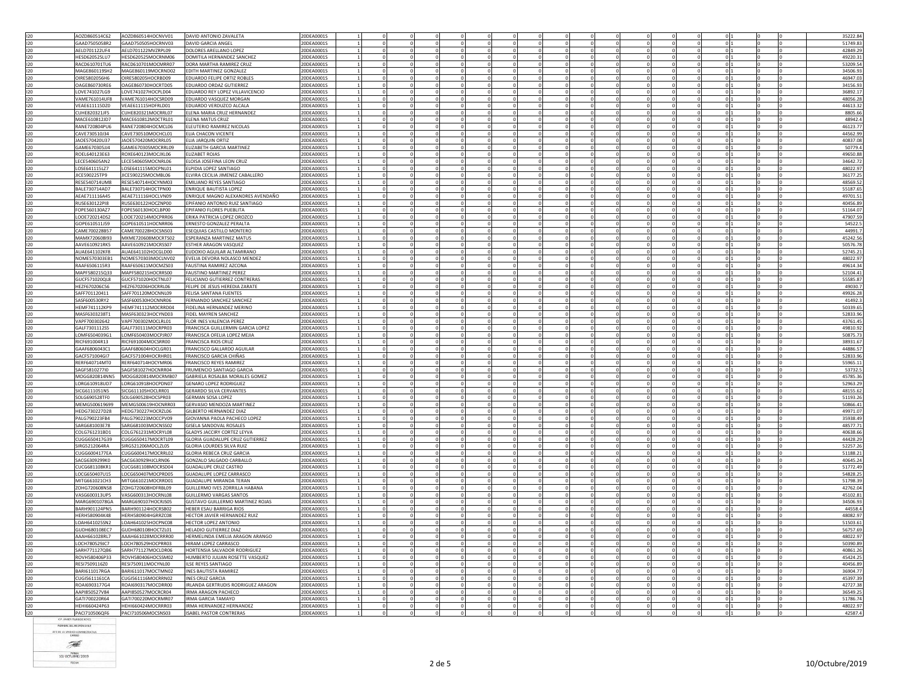| | | | | | | | | | | | | | | | | | | | | | | | | |
|---|---|---|---|---|---|---|---|---|---|---|---|---|---|---|---|---|---|---|---|---|---|---|---|---|
| I20 | AOZD860514C62 | AOZD860514HOCNVV01 | DAVID ANTONIO ZAVALETA | 20DEA0001S | 1 | 0 | 0 | 0 | 0 | 0 | 0 | 0 | 0 | 0 | 0 | 0 | 0 | 0 | 0 | 0 | 1 | 0 | 0 | 35222.84 |
| I20 | GAAD7505058R2 | GAAD750505HOCRNV03 | DAVID GARCIA ANGEL | 20DEA0001S | 1 | 0 | 0 | 0 | 0 | 0 | 0 | 0 | 0 | 0 | 0 | 0 | 0 | 0 | 0 | 0 | 1 | 0 | 0 | 51749.83 |
| I20 | AELD701122UF4 | AELD701122MVZRPL09 | DOLORES ARELLANO LOPEZ | 20DEA0001S | 1 | 0 | 0 | 0 | 0 | 0 | 0 | 0 | 0 | 0 | 0 | 0 | 0 | 0 | 0 | 0 | 1 | 0 | 0 | 42849.29 |
| I20 | HESD620525LU7 | HESD620525MOCRNM06 | DOMITILA HERNANDEZ SANCHEZ | 20DEA0001S | 1 | 0 | 0 | 0 | 0 | 0 | 0 | 0 | 0 | 0 | 0 | 0 | 0 | 0 | 0 | 0 | 1 | 0 | 0 | 49220.31 |
| I20 | RACD610701TU6 | RACD610701MOCMRR07 | DORA MARTHA RAMIREZ CRUZ | 20DEA0001S | 1 | 0 | 0 | 0 | 0 | 0 | 0 | 0 | 0 | 0 | 0 | 0 | 0 | 0 | 0 | 0 | 1 | 0 | 0 | 53209.54 |
| I20 | MAGE860119SH2 | MAGE860119MOCRND02 | EDITH MARTINEZ GONZALEZ | 20DEA0001S | 1 | 0 | 0 | 0 | 0 | 0 | 0 | 0 | 0 | 0 | 0 | 0 | 0 | 0 | 0 | 0 | 1 | 0 | 0 | 34506.93 |
| I20 | OIRE5802056H6 | OIRE580205HOCRBD09 | EDUARDO FELIPE ORTIZ ROBLES | 20DEA0001S | 1 | 0 | 0 | 0 | 0 | 0 | 0 | 0 | 0 | 0 | 0 | 0 | 0 | 0 | 0 | 0 | 1 | 0 | 0 | 46947.03 |
| I20 | OAGE860730RE6 | OAGE860730HOCRTD05 | EDUARDO ORDAZ GUTIERREZ | 20DEA0001S | 1 | 0 | 0 | 0 | 0 | 0 | 0 | 0 | 0 | 0 | 0 | 0 | 0 | 0 | 0 | 0 | 1 | 0 | 0 | 34156.93 |
| I20 | LOVE741027LG9 | LOVE741027HOCPLD04 | EDUARDO REY LOPEZ VILLAVICENCIO | 20DEA0001S | 1 | 0 | 0 | 0 | 0 | 0 | 0 | 0 | 0 | 0 | 0 | 0 | 0 | 0 | 0 | 0 | 1 | 0 | 0 | 36892.17 |
| I20 | VAME761014UF8 | VAME761014HOCSRD09 | EDUARDO VASQUEZ MORGAN | 20DEA0001S | 1 | 0 | 0 | 0 | 0 | 0 | 0 | 0 | 0 | 0 | 0 | 0 | 0 | 0 | 0 | 0 | 1 | 0 | 0 | 48056.28 |
| I20 | VEAE611115DZ0 | VEAE611115HDFRLD01 | EDUARDO VERDUZCO ALCALA | 20DEA0001S | 1 | 0 | 0 | 0 | 0 | 0 | 0 | 0 | 0 | 0 | 0 | 0 | 0 | 0 | 0 | 0 | 1 | 0 | 0 | 44613.32 |
| I20 | CUHE820321JF5 | CUHE820321MOCRRL07 | ELENA MARIA CRUZ HERNANDEZ | 20DEA0001S | 1 | 0 | 0 | 0 | 0 | 0 | 0 | 0 | 0 | 0 | 0 | 0 | 0 | 0 | 0 | 0 | 1 | 0 | 0 | 8805.66 |
| I20 | MACE610812JD7 | MACE610812MOCTRL01 | ELENA MATUS CRUZ | 20DEA0001S | 1 | 0 | 0 | 0 | 0 | 0 | 0 | 0 | 0 | 0 | 0 | 0 | 0 | 0 | 0 | 0 | 1 | 0 | 0 | 48942.4 |
| I20 | RANE720804PU6 | RANE720804HOCMCL06 | ELEUTERIO RAMIREZ NICOLAS | 20DEA0001S | 1 | 0 | 0 | 0 | 0 | 0 | 0 | 0 | 0 | 0 | 0 | 0 | 0 | 0 | 0 | 0 | 1 | 0 | 0 | 46123.77 |
| I20 | CAVE730510J34 | CAVE730510MOCHCL01 | ELIA CHACON VICENTE | 20DEA0001S | 1 | 0 | 0 | 0 | 0 | 0 | 0 | 0 | 0 | 0 | 0 | 0 | 0 | 0 | 0 | 0 | 1 | 0 | 0 | 44562.99 |
| I20 | JAOE570420U37 | JAOE570420MOCRRL05 | ELIA JARQUIN ORTIZ | 20DEA0001S | 1 | 0 | 0 | 0 | 0 | 0 | 0 | 0 | 0 | 0 | 0 | 0 | 0 | 0 | 0 | 0 | 1 | 0 | 0 | 40837.08 |
| I20 | GAME670305JJ4 | GAME670305MOCRRL09 | ELIZABETH GARCIA MARTINEZ | 20DEA0001S | 1 | 0 | 0 | 0 | 0 | 0 | 0 | 0 | 0 | 0 | 0 | 0 | 0 | 0 | 0 | 0 | 1 | 0 | 0 | 50779.4 |
| I20 | ROEL640123E63 | ROXE640123MOCJXL06 | ELIZABET ROJAS | 20DEA0001S | 1 | 0 | 0 | 0 | 0 | 0 | 0 | 0 | 0 | 0 | 0 | 0 | 0 | 0 | 0 | 0 | 1 | 0 | 0 | 49650.88 |
| I20 | LECE540605AN2 | LECE540605MOCNRL06 | ELOISA JOSEFINA LEON CRUZ | 20DEA0001S | 1 | 0 | 0 | 0 | 0 | 0 | 0 | 0 | 0 | 0 | 0 | 0 | 0 | 0 | 0 | 0 | 1 | 0 | 0 | 34642.72 |
| I20 | LOSE641115LZ7 | LOSE641115MOCPNL01 | ELPIDIA LOPEZ SANTIAGO | 20DEA0001S | 1 | 0 | 0 | 0 | 0 | 0 | 0 | 0 | 0 | 0 | 0 | 0 | 0 | 0 | 0 | 0 | 1 | 0 | 0 | 48022.97 |
| I20 | JICE590225TP9 | JICE590225MOCMBL06 | ELVIRA CECILIA JIMENEZ CABALLERO | 20DEA0001S | 1 | 0 | 0 | 0 | 0 | 0 | 0 | 0 | 0 | 0 | 0 | 0 | 0 | 0 | 0 | 0 | 1 | 0 | 0 | 36177.25 |
| I20 | RESE540714UM8 | RESE540714HOCYNM03 | EMILIANO REYES SANTIAGO | 20DEA0001S | 1 | 0 | 0 | 0 | 0 | 0 | 0 | 0 | 0 | 0 | 0 | 0 | 0 | 0 | 0 | 0 | 1 | 0 | 0 | 48569.52 |
| I20 | BALE730714AD7 | BALE730714HOCTPN00 | ENRIQUE BAUTISTA LOPEZ | 20DEA0001S | 1 | 0 | 0 | 0 | 0 | 0 | 0 | 0 | 0 | 0 | 0 | 0 | 0 | 0 | 0 | 0 | 1 | 0 | 0 | 55187.65 |
| I20 | AEAE711116A45 | AEAE711116HOCLVN09 | ENRIQUE MAGNO ALEXANDRES AVENDAÑO | 20DEA0001S | 1 | 0 | 0 | 0 | 0 | 0 | 0 | 0 | 0 | 0 | 0 | 0 | 0 | 0 | 0 | 0 | 1 | 0 | 0 | 49701.51 |
| I20 | RUSE630122PI8 | RUSE630122HOCZNP00 | EPIFANIO ANTONIO RUIZ SANTIAGO | 20DEA0001S | 1 | 0 | 0 | 0 | 0 | 0 | 0 | 0 | 0 | 0 | 0 | 0 | 0 | 0 | 0 | 0 | 1 | 0 | 0 | 40456.89 |
| I20 | FOPE560130AZ7 | FOPE560130HOCLBP00 | EPIFANIO FLORES PUEBLITA | 20DEA0001S | 1 | 0 | 0 | 0 | 0 | 0 | 0 | 0 | 0 | 0 | 0 | 0 | 0 | 0 | 0 | 0 | 1 | 0 | 0 | 51164.07 |
| I20 | LOOE720214DS2 | LOOE720214MOCPRR06 | ERIKA PATRICIA LOPEZ OROZCO | 20DEA0001S | 1 | 0 | 0 | 0 | 0 | 0 | 0 | 0 | 0 | 0 | 0 | 0 | 0 | 0 | 0 | 0 | 1 | 0 | 0 | 47907.59 |
| I20 | GOPE610511JS9 | GOPE610511HOCNRR06 | ERNESTO GONZALEZ PERALTA | 20DEA0001S | 1 | 0 | 0 | 0 | 0 | 0 | 0 | 0 | 0 | 0 | 0 | 0 | 0 | 0 | 0 | 0 | 1 | 0 | 0 | 54522.5 |
| I20 | CAME700228B57 | CAME700228HOCSNS03 | ESEQUIAS CASTILLO MONTERO | 20DEA0001S | 1 | 0 | 0 | 0 | 0 | 0 | 0 | 0 | 0 | 0 | 0 | 0 | 0 | 0 | 0 | 0 | 1 | 0 | 0 | 44991.7 |
| I20 | MAMX720608I93 | MXME720608MOCRTS02 | ESPERANZA MARTINEZ MATUS | 20DEA0001S | 1 | 0 | 0 | 0 | 0 | 0 | 0 | 0 | 0 | 0 | 0 | 0 | 0 | 0 | 0 | 0 | 1 | 0 | 0 | 45242.56 |
| I20 | AAVE610921RK5 | AAVE610921MOCRSS07 | ESTHER ARAGON VASQUEZ | 20DEA0001S | 1 | 0 | 0 | 0 | 0 | 0 | 0 | 0 | 0 | 0 | 0 | 0 | 0 | 0 | 0 | 0 | 1 | 0 | 0 | 50576.78 |
| I20 | AUAE641102KF8 | AUAE641102HOCGLD00 | EUDOXIO AGUILAR ALTAMIRANO | 20DEA0001S | 1 | 0 | 0 | 0 | 0 | 0 | 0 | 0 | 0 | 0 | 0 | 0 | 0 | 0 | 0 | 0 | 1 | 0 | 0 | 52745.21 |
| I20 | NOME570303EB1 | NOME570303MOCLNV02 | EVELIA DEVORA NOLASCO MENDEZ | 20DEA0001S | 1 | 0 | 0 | 0 | 0 | 0 | 0 | 0 | 0 | 0 | 0 | 0 | 0 | 0 | 0 | 0 | 1 | 0 | 0 | 48022.97 |
| I20 | RAAF6506115R3 | RAAF650611MOCMZS03 | FAUSTINA RAMIREZ AZCONA | 20DEA0001S | 1 | 0 | 0 | 0 | 0 | 0 | 0 | 0 | 0 | 0 | 0 | 0 | 0 | 0 | 0 | 0 | 1 | 0 | 0 | 49614.34 |
| I20 | MAPF580215Q33 | MAPF580215HOCRRS00 | FAUSTINO MARTINEZ PEREZ | 20DEA0001S | 1 | 0 | 0 | 0 | 0 | 0 | 0 | 0 | 0 | 0 | 0 | 0 | 0 | 0 | 0 | 0 | 1 | 0 | 0 | 52104.41 |
| I20 | GUCF571020QL8 | GUCF571020HOCTNL07 | FELICIANO GUTIERREZ CONTRERAS | 20DEA0001S | 1 | 0 | 0 | 0 | 0 | 0 | 0 | 0 | 0 | 0 | 0 | 0 | 0 | 0 | 0 | 0 | 1 | 0 | 0 | 55585.87 |
| I20 | HEZF670206CS6 | HEZF670206HOCRRL06 | FELIPE DE JESUS HEREDIA ZARATE | 20DEA0001S | 1 | 0 | 0 | 0 | 0 | 0 | 0 | 0 | 0 | 0 | 0 | 0 | 0 | 0 | 0 | 0 | 1 | 0 | 0 | 49030.7 |
| I20 | SAFF701120411 | SAFF701120MOCNNL09 | FELISA SANTANA FUENTES | 20DEA0001S | 1 | 0 | 0 | 0 | 0 | 0 | 0 | 0 | 0 | 0 | 0 | 0 | 0 | 0 | 0 | 0 | 1 | 0 | 0 | 49926.28 |
| I20 | SASF600530RY2 | SASF600530HOCNNR06 | FERNANDO SANCHEZ SANCHEZ | 20DEA0001S | 1 | 0 | 0 | 0 | 0 | 0 | 0 | 0 | 0 | 0 | 0 | 0 | 0 | 0 | 0 | 0 | 1 | 0 | 0 | 41492.3 |
| I20 | HEMF741112KP9 | HEMF741112MOCRRD04 | FIDELINA HERNANDEZ MERINO | 20DEA0001S | 1 | 0 | 0 | 0 | 0 | 0 | 0 | 0 | 0 | 0 | 0 | 0 | 0 | 0 | 0 | 0 | 1 | 0 | 0 | 50339.65 |
| I20 | MASF6303238T1 | MASF630323HOCYND03 | FIDEL MAYREN SANCHEZ | 20DEA0001S | 1 | 0 | 0 | 0 | 0 | 0 | 0 | 0 | 0 | 0 | 0 | 0 | 0 | 0 | 0 | 0 | 1 | 0 | 0 | 52833.96 |
| I20 | VAPF700302642 | VAPF700302MOCLRL01 | FLOR INES VALENCIA PEREZ | 20DEA0001S | 1 | 0 | 0 | 0 | 0 | 0 | 0 | 0 | 0 | 0 | 0 | 0 | 0 | 0 | 0 | 0 | 1 | 0 | 0 | 43761.45 |
| I20 | GALF730111ZS5 | GALF730111MOCRPR03 | FRANCISCA GUILLERMIN GARCIA LOPEZ | 20DEA0001S | 1 | 0 | 0 | 0 | 0 | 0 | 0 | 0 | 0 | 0 | 0 | 0 | 0 | 0 | 0 | 0 | 1 | 0 | 0 | 49810.92 |
| I20 | LOMF6504039G1 | LOMF650403MOCPJR07 | FRANCISCA OFELIA LOPEZ MEJIA | 20DEA0001S | 1 | 0 | 0 | 0 | 0 | 0 | 0 | 0 | 0 | 0 | 0 | 0 | 0 | 0 | 0 | 0 | 1 | 0 | 0 | 50875.73 |
| I20 | RICF691004R13 | RICF691004MOCSRR00 | FRANCISCA RIOS CRUZ | 20DEA0001S | 1 | 0 | 0 | 0 | 0 | 0 | 0 | 0 | 0 | 0 | 0 | 0 | 0 | 0 | 0 | 0 | 1 | 0 | 0 | 38931.67 |
| I20 | GAAF6806043C1 | GAAF680604HOCLGR01 | FRANCISCO GALLARDO AGUILAR | 20DEA0001S | 1 | 0 | 0 | 0 | 0 | 0 | 0 | 0 | 0 | 0 | 0 | 0 | 0 | 0 | 0 | 0 | 1 | 0 | 0 | 44886.57 |
| I20 | GACF571004GI7 | GACF571004HOCRHR01 | FRANCISCO GARCIA CHIÑAS | 20DEA0001S | 1 | 0 | 0 | 0 | 0 | 0 | 0 | 0 | 0 | 0 | 0 | 0 | 0 | 0 | 0 | 0 | 1 | 0 | 0 | 52833.96 |
| I20 | RERF640714MT0 | RERF640714HOCYMR06 | FRANCISCO REYES RAMIREZ | 20DEA0001S | 1 | 0 | 0 | 0 | 0 | 0 | 0 | 0 | 0 | 0 | 0 | 0 | 0 | 0 | 0 | 0 | 1 | 0 | 0 | 55965.11 |
| I20 | SAGF5810277I0 | SAGF581027HOCNRR04 | FRUMENCIO SANTIAGO GARCIA | 20DEA0001S | 1 | 0 | 0 | 0 | 0 | 0 | 0 | 0 | 0 | 0 | 0 | 0 | 0 | 0 | 0 | 0 | 1 | 0 | 0 | 53732.5 |
| I20 | MOGG820814NN5 | MOGG820814MOCRMB07 | GABRIELA ROSALBA MORALES GOMEZ | 20DEA0001S | 1 | 0 | 0 | 0 | 0 | 0 | 0 | 0 | 0 | 0 | 0 | 0 | 0 | 0 | 0 | 0 | 1 | 0 | 0 | 45785.36 |
| I20 | LORG610918UD7 | LORG610918HOCPDN07 | GENARO LOPEZ RODRIGUEZ | 20DEA0001S | 1 | 0 | 0 | 0 | 0 | 0 | 0 | 0 | 0 | 0 | 0 | 0 | 0 | 0 | 0 | 0 | 1 | 0 | 0 | 52963.29 |
| I20 | SICG6111051N5 | SICG611105HOCLRR01 | GERARDO SILVA CERVANTES | 20DEA0001S | 1 | 0 | 0 | 0 | 0 | 0 | 0 | 0 | 0 | 0 | 0 | 0 | 0 | 0 | 0 | 0 | 1 | 0 | 0 | 48155.62 |
| I20 | SOLG690528TF0 | SOLG690528HOCSPR03 | GERMAN SOSA LOPEZ | 20DEA0001S | 1 | 0 | 0 | 0 | 0 | 0 | 0 | 0 | 0 | 0 | 0 | 0 | 0 | 0 | 0 | 0 | 1 | 0 | 0 | 51193.26 |
| I20 | MEMG500619699 | MEMG500619HOCNRR03 | GERVASIO MENDOZA MARTINEZ | 20DEA0001S | 1 | 0 | 0 | 0 | 0 | 0 | 0 | 0 | 0 | 0 | 0 | 0 | 0 | 0 | 0 | 0 | 1 | 0 | 0 | 50866.41 |
| I20 | HEDG730227D28 | HEDG730227HOCRZL06 | GILBERTO HERNANDEZ DIAZ | 20DEA0001S | 1 | 0 | 0 | 0 | 0 | 0 | 0 | 0 | 0 | 0 | 0 | 0 | 0 | 0 | 0 | 0 | 1 | 0 | 0 | 49971.07 |
| I20 | PALG790223FB4 | PALG790223MOCCPV09 | GIOVANNA PAOLA PACHECO LOPEZ | 20DEA0001S | 1 | 0 | 0 | 0 | 0 | 0 | 0 | 0 | 0 | 0 | 0 | 0 | 0 | 0 | 0 | 0 | 1 | 0 | 0 | 35938.49 |
| I20 | SARG681003E78 | SARG681003MOCNSS02 | GISELA SANDOVAL ROSALES | 20DEA0001S | 1 | 0 | 0 | 0 | 0 | 0 | 0 | 0 | 0 | 0 | 0 | 0 | 0 | 0 | 0 | 0 | 1 | 0 | 0 | 48577.71 |
| I20 | COLG761231BD1 | COLG761231MOCRYL08 | GLADYS JACCIRY CORTEZ LEYVA | 20DEA0001S | 1 | 0 | 0 | 0 | 0 | 0 | 0 | 0 | 0 | 0 | 0 | 0 | 0 | 0 | 0 | 0 | 1 | 0 | 0 | 40638.66 |
| I20 | CUGG650417G39 | CUGG650417MOCRTL09 | GLORIA GUADALUPE CRUZ GUTIERREZ | 20DEA0001S | 1 | 0 | 0 | 0 | 0 | 0 | 0 | 0 | 0 | 0 | 0 | 0 | 0 | 0 | 0 | 0 | 1 | 0 | 0 | 44428.29 |
| I20 | SIRG5212064RA | SIRG521206MOCLZL05 | GLORIA LOURDES SILVA RUIZ | 20DEA0001S | 1 | 0 | 0 | 0 | 0 | 0 | 0 | 0 | 0 | 0 | 0 | 0 | 0 | 0 | 0 | 0 | 1 | 0 | 0 | 52257.26 |
| I20 | CUGG6004177EA | CUGG600417MOCRRL02 | GLORIA REBECA CRUZ GARCIA | 20DEA0001S | 1 | 0 | 0 | 0 | 0 | 0 | 0 | 0 | 0 | 0 | 0 | 0 | 0 | 0 | 0 | 0 | 1 | 0 | 0 | 51188.21 |
| I20 | SACG630929EK0 | SACG630929HJCLRN06 | GONZALO SALGADO CARBALLO | 20DEA0001S | 1 | 0 | 0 | 0 | 0 | 0 | 0 | 0 | 0 | 0 | 0 | 0 | 0 | 0 | 0 | 0 | 1 | 0 | 0 | 40645.24 |
| I20 | CUCG681108KR1 | CUCG681108MOCRSD04 | GUADALUPE CRUZ CASTRO | 20DEA0001S | 1 | 0 | 0 | 0 | 0 | 0 | 0 | 0 | 0 | 0 | 0 | 0 | 0 | 0 | 0 | 0 | 1 | 0 | 0 | 51772.49 |
| I20 | LOCG650407U15 | LOCG650407MOCPRD05 | GUADALUPE LOPEZ CARRASCO | 20DEA0001S | 1 | 0 | 0 | 0 | 0 | 0 | 0 | 0 | 0 | 0 | 0 | 0 | 0 | 0 | 0 | 0 | 1 | 0 | 0 | 54828.25 |
| I20 | MITG661021CH3 | MITG661021MOCRRD01 | GUADALUPE MIRANDA TERAN | 20DEA0001S | 1 | 0 | 0 | 0 | 0 | 0 | 0 | 0 | 0 | 0 | 0 | 0 | 0 | 0 | 0 | 0 | 1 | 0 | 0 | 51798.39 |
| I20 | ZOHG720608NS8 | ZOHG720608HDFRBL09 | GUILLERMO IVES ZORRILLA HABANA | 20DEA0001S | 1 | 0 | 0 | 0 | 0 | 0 | 0 | 0 | 0 | 0 | 0 | 0 | 0 | 0 | 0 | 0 | 1 | 0 | 0 | 42762.04 |
| I20 | VASG600313UP5 | VASG600313HOCRNL08 | GUILLERMO VARGAS SANTOS | 20DEA0001S | 1 | 0 | 0 | 0 | 0 | 0 | 0 | 0 | 0 | 0 | 0 | 0 | 0 | 0 | 0 | 0 | 1 | 0 | 0 | 45102.81 |
| I20 | MARG6901078GA | MARG690107HOCRJS05 | GUSTAVO GUILLERMO MARTINEZ ROJAS | 20DEA0001S | 1 | 0 | 0 | 0 | 0 | 0 | 0 | 0 | 0 | 0 | 0 | 0 | 0 | 0 | 0 | 0 | 1 | 0 | 0 | 34506.93 |
| I20 | BARH901124PN5 | BARH901124HOCRSB02 | HEBER ESAU BARRIGA RIOS | 20DEA0001S | 1 | 0 | 0 | 0 | 0 | 0 | 0 | 0 | 0 | 0 | 0 | 0 | 0 | 0 | 0 | 0 | 1 | 0 | 0 | 44558.4 |
| I20 | HERH580904K48 | HERH580904HGRRZC08 | HECTOR JAVIER HERNANDEZ RUIZ | 20DEA0001S | 1 | 0 | 0 | 0 | 0 | 0 | 0 | 0 | 0 | 0 | 0 | 0 | 0 | 0 | 0 | 0 | 1 | 0 | 0 | 48082.97 |
| I20 | LOAH641025SN2 | LOAH641025HOCPNC08 | HECTOR LOPEZ ANTONIO | 20DEA0001S | 1 | 0 | 0 | 0 | 0 | 0 | 0 | 0 | 0 | 0 | 0 | 0 | 0 | 0 | 0 | 0 | 1 | 0 | 0 | 51503.61 |
| I20 | GUDH680108EC7 | GUDH680108HOCTZL01 | HELADIO GUTIERREZ DIAZ | 20DEA0001S | 1 | 0 | 0 | 0 | 0 | 0 | 0 | 0 | 0 | 0 | 0 | 0 | 0 | 0 | 0 | 0 | 1 | 0 | 0 | 56757.69 |
| I20 | AAAH661028RL7 | AAAH661028MOCRRR00 | HERMELINDA EMELIA ARAGON ARANGO | 20DEA0001S | 1 | 0 | 0 | 0 | 0 | 0 | 0 | 0 | 0 | 0 | 0 | 0 | 0 | 0 | 0 | 0 | 1 | 0 | 0 | 48022.97 |
| I20 | LOCH780529JC7 | LOCH780529HOCPRR03 | HIRAM LOPEZ CARRASCO | 20DEA0001S | 1 | 0 | 0 | 0 | 0 | 0 | 0 | 0 | 0 | 0 | 0 | 0 | 0 | 0 | 0 | 0 | 1 | 0 | 0 | 50390.89 |
| I20 | SARH771127QB6 | SARH771127MOCLDR06 | HORTENSIA SALVADOR RODRIGUEZ | 20DEA0001S | 1 | 0 | 0 | 0 | 0 | 0 | 0 | 0 | 0 | 0 | 0 | 0 | 0 | 0 | 0 | 0 | 1 | 0 | 0 | 40861.26 |
| I20 | ROVH580406P33 | ROVH580406HOCSSM02 | HUMBERTO JULIAN ROSETTE VASQUEZ | 20DEA0001S | 1 | 0 | 0 | 0 | 0 | 0 | 0 | 0 | 0 | 0 | 0 | 0 | 0 | 0 | 0 | 0 | 1 | 0 | 0 | 45424.25 |
| I20 | RESI7509116Z0 | RESI750911MOCYNL00 | ILSE REYES SANTIAGO | 20DEA0001S | 1 | 0 | 0 | 0 | 0 | 0 | 0 | 0 | 0 | 0 | 0 | 0 | 0 | 0 | 0 | 0 | 1 | 0 | 0 | 40456.89 |
| I20 | BARI611017RGA | BARI611017MOCTMN02 | INES BAUTISTA RAMIREZ | 20DEA0001S | 1 | 0 | 0 | 0 | 0 | 0 | 0 | 0 | 0 | 0 | 0 | 0 | 0 | 0 | 0 | 0 | 1 | 0 | 0 | 36904.77 |
| I20 | CUGI561116ICA | CUGI561116MOCRRN02 | INES CRUZ GARCIA | 20DEA0001S | 1 | 0 | 0 | 0 | 0 | 0 | 0 | 0 | 0 | 0 | 0 | 0 | 0 | 0 | 0 | 0 | 1 | 0 | 0 | 45397.39 |
| I20 | ROAI6903177G4 | ROAI690317MOCDRR00 | IRLANDA GERTRUDIS RODRIGUEZ ARAGON | 20DEA0001S | 1 | 0 | 0 | 0 | 0 | 0 | 0 | 0 | 0 | 0 | 0 | 0 | 0 | 0 | 0 | 0 | 1 | 0 | 0 | 42727.38 |
| I20 | AAPI850527V84 | AAPI850527MOCRCR04 | IRMA ARAGON PACHECO | 20DEA0001S | 1 | 0 | 0 | 0 | 0 | 0 | 0 | 0 | 0 | 0 | 0 | 0 | 0 | 0 | 0 | 0 | 1 | 0 | 0 | 36549.25 |
| I20 | GATI700220R64 | GATI700220MOCRMR07 | IRMA GARCIA TAMAYO | 20DEA0001S | 1 | 0 | 0 | 0 | 0 | 0 | 0 | 0 | 0 | 0 | 0 | 0 | 0 | 0 | 0 | 0 | 1 | 0 | 0 | 51786.74 |
| I20 | HEHI660424P63 | HEHI660424MOCRRR03 | IRMA HERNANDEZ HERNANDEZ | 20DEA0001S | 1 | 0 | 0 | 0 | 0 | 0 | 0 | 0 | 0 | 0 | 0 | 0 | 0 | 0 | 0 | 0 | 1 | 0 | 0 | 48022.97 |
| I20 | PACI710506QF6 | PACI710506MOCSNS03 | ISABEL PASTOR CONTRERAS | 20DEA0001S | 1 | 0 | 0 | 0 | 0 | 0 | 0 | 0 | 0 | 0 | 0 | 0 | 0 | 0 | 0 | 0 | 1 | 0 | 0 | 42587.4 |

C.P. JAVIER ... REYES
NOMBRE DEL RESPONSABLE

JEFE DE LA UNIDAD ADMINISTRATIVA
CARGO

FIRMA

10/ OCTUBRE/2019
FECHA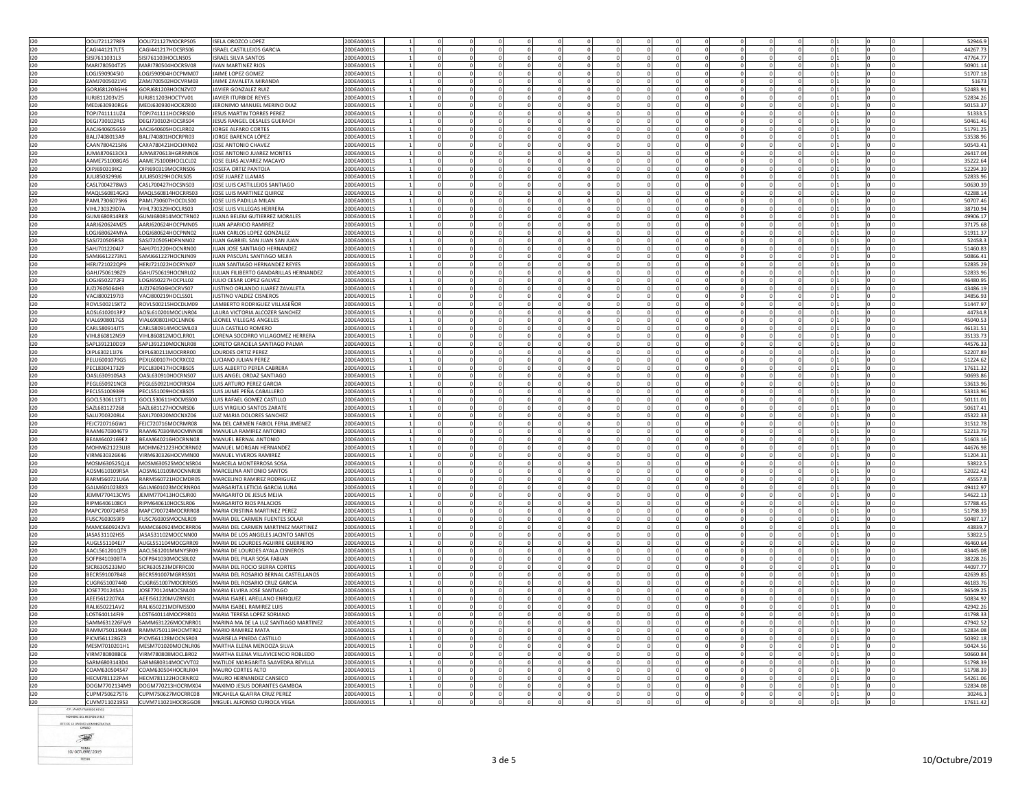| | | | | | | | | | | | | | | | | | | | | | | | | |
|---|---|---|---|---|---|---|---|---|---|---|---|---|---|---|---|---|---|---|---|---|---|---|---|---|
| I20 | OOLI721127RE9 | OOLI721127MOCRPS05 | ISELA OROZCO LOPEZ | 20DEA0001S | 1 | 0 | 0 | 0 | 0 | 0 | 0 | 0 | 0 | 0 | 0 | 0 | 0 | 0 | 0 | 0 | 1 | 0 | 0 | 52946.9 |
| I20 | CAGI441217LT5 | CAGI441217HOCSRS06 | ISRAEL CASTILLEJOS GARCIA | 20DEA0001S | 1 | 0 | 0 | 0 | 0 | 0 | 0 | 0 | 0 | 0 | 0 | 0 | 0 | 0 | 0 | 0 | 1 | 0 | 0 | 44267.73 |
| I20 | SISI7611031L3 | SISI761103HOCLNS05 | ISRAEL SILVA SANTOS | 20DEA0001S | 1 | 0 | 0 | 0 | 0 | 0 | 0 | 0 | 0 | 0 | 0 | 0 | 0 | 0 | 0 | 0 | 1 | 0 | 0 | 47764.77 |
| I20 | MARI780504T25 | MARI780504HOCRSV08 | IVAN MARTINEZ RIOS | 20DEA0001S | 1 | 0 | 0 | 0 | 0 | 0 | 0 | 0 | 0 | 0 | 0 | 0 | 0 | 0 | 0 | 0 | 1 | 0 | 0 | 50901.14 |
| I20 | LOGJ5909045I0 | LOGJ590904HOCPMM07 | JAIME LOPEZ GOMEZ | 20DEA0001S | 1 | 0 | 0 | 0 | 0 | 0 | 0 | 0 | 0 | 0 | 0 | 0 | 0 | 0 | 0 | 0 | 1 | 0 | 0 | 51707.18 |
| I20 | ZAMJ7005021V0 | ZAMJ700502HOCVRM03 | JAIME ZAVALETA MIRANDA | 20DEA0001S | 1 | 0 | 0 | 0 | 0 | 0 | 0 | 0 | 0 | 0 | 0 | 0 | 0 | 0 | 0 | 0 | 1 | 0 | 0 | 51673 |
| I20 | GORJ681203GH6 | GORJ681203HOCNZV07 | JAVIER GONZALEZ RUIZ | 20DEA0001S | 1 | 0 | 0 | 0 | 0 | 0 | 0 | 0 | 0 | 0 | 0 | 0 | 0 | 0 | 0 | 0 | 1 | 0 | 0 | 52483.91 |
| I20 | IURJ811203V25 | IURJ811203HOCTYV01 | JAVIER ITURBIDE REYES | 20DEA0001S | 1 | 0 | 0 | 0 | 0 | 0 | 0 | 0 | 0 | 0 | 0 | 0 | 0 | 0 | 0 | 0 | 1 | 0 | 0 | 52834.26 |
| I20 | MEDJ630930RG6 | MEDJ630930HOCRZR00 | JERONIMO MANUEL MERINO DIAZ | 20DEA0001S | 1 | 0 | 0 | 0 | 0 | 0 | 0 | 0 | 0 | 0 | 0 | 0 | 0 | 0 | 0 | 0 | 1 | 0 | 0 | 50153.37 |
| I20 | TOPJ741111UZ4 | TOPJ741111HOCRRS00 | JESUS MARTIN TORRES PEREZ | 20DEA0001S | 1 | 0 | 0 | 0 | 0 | 0 | 0 | 0 | 0 | 0 | 0 | 0 | 0 | 0 | 0 | 0 | 1 | 0 | 0 | 51333.5 |
| I20 | DEGJ730102RL5 | DEGJ730102HOCSRS04 | JESUS RANGEL DESALES GUERACH | 20DEA0001S | 1 | 0 | 0 | 0 | 0 | 0 | 0 | 0 | 0 | 0 | 0 | 0 | 0 | 0 | 0 | 0 | 1 | 0 | 0 | 50461.46 |
| I20 | AACJ640605G59 | AACJ640605HOCLRR02 | JORGE ALFARO CORTES | 20DEA0001S | 1 | 0 | 0 | 0 | 0 | 0 | 0 | 0 | 0 | 0 | 0 | 0 | 0 | 0 | 0 | 0 | 1 | 0 | 0 | 51791.25 |
| I20 | BALJ7408013A9 | BALJ740801HOCRPR03 | JORGE BARENCA LÓPEZ | 20DEA0001S | 1 | 0 | 0 | 0 | 0 | 0 | 0 | 0 | 0 | 0 | 0 | 0 | 0 | 0 | 0 | 0 | 1 | 0 | 0 | 53538.96 |
| I20 | CAAN7804215R6 | CAXA780421HOCHXN02 | JOSE ANTONIO CHAVEZ | 20DEA0001S | 1 | 0 | 0 | 0 | 0 | 0 | 0 | 0 | 0 | 0 | 0 | 0 | 0 | 0 | 0 | 0 | 1 | 0 | 0 | 50543.41 |
| I20 | JUMA870613CK3 | JUMA870613HGRRNN06 | JOSE ANTONIO JUAREZ MONTES | 20DEA0001S | 1 | 0 | 0 | 0 | 0 | 0 | 0 | 0 | 0 | 0 | 0 | 0 | 0 | 0 | 0 | 0 | 1 | 0 | 0 | 26417.04 |
| I20 | AAME751008GA5 | AAME751008HOCLCL02 | JOSE ELIAS ALVAREZ MACAYO | 20DEA0001S | 1 | 0 | 0 | 0 | 0 | 0 | 0 | 0 | 0 | 0 | 0 | 0 | 0 | 0 | 0 | 0 | 1 | 0 | 0 | 35222.64 |
| I20 | OIPJ690319IK2 | OIPJ690319MOCRNS06 | JOSEFA ORTIZ PANTOJA | 20DEA0001S | 1 | 0 | 0 | 0 | 0 | 0 | 0 | 0 | 0 | 0 | 0 | 0 | 0 | 0 | 0 | 0 | 1 | 0 | 0 | 52294.39 |
| I20 | JULJ850329916 | JULJ850329HOCRLS05 | JOSE JUAREZ LLAMAS | 20DEA0001S | 1 | 0 | 0 | 0 | 0 | 0 | 0 | 0 | 0 | 0 | 0 | 0 | 0 | 0 | 0 | 0 | 1 | 0 | 0 | 52833.96 |
| I20 | CASL7004278W3 | CASL700427HOCSNS03 | JOSE LUIS CASTILLEJOS SANTIAGO | 20DEA0001S | 1 | 0 | 0 | 0 | 0 | 0 | 0 | 0 | 0 | 0 | 0 | 0 | 0 | 0 | 0 | 0 | 1 | 0 | 0 | 50630.39 |
| I20 | MAQL560814GK3 | MAQL560814HOCRRS03 | JOSE LUIS MARTINEZ QUIROZ | 20DEA0001S | 1 | 0 | 0 | 0 | 0 | 0 | 0 | 0 | 0 | 0 | 0 | 0 | 0 | 0 | 0 | 0 | 1 | 0 | 0 | 42288.14 |
| I20 | PAML7306075K6 | PAML730607HOCDLS00 | JOSE LUIS PADILLA MILAN | 20DEA0001S | 1 | 0 | 0 | 0 | 0 | 0 | 0 | 0 | 0 | 0 | 0 | 0 | 0 | 0 | 0 | 0 | 1 | 0 | 0 | 50707.46 |
| I20 | VIHL730329D7A | VIHL730329HOCLRS03 | JOSE LUIS VILLEGAS HERRERA | 20DEA0001S | 1 | 0 | 0 | 0 | 0 | 0 | 0 | 0 | 0 | 0 | 0 | 0 | 0 | 0 | 0 | 0 | 1 | 0 | 0 | 38710.94 |
| I20 | GUMJ680814RK8 | GUMJ680814MOCTRN02 | JUANA BELEM GUTIERREZ MORALES | 20DEA0001S | 1 | 0 | 0 | 0 | 0 | 0 | 0 | 0 | 0 | 0 | 0 | 0 | 0 | 0 | 0 | 0 | 1 | 0 | 0 | 49906.17 |
| I20 | AARJ620624MZ5 | AARJ620624HOCPMN05 | JUAN APARICIO RAMIREZ | 20DEA0001S | 1 | 0 | 0 | 0 | 0 | 0 | 0 | 0 | 0 | 0 | 0 | 0 | 0 | 0 | 0 | 0 | 1 | 0 | 0 | 37175.68 |
| I20 | LOGJ680624MYA | LOGJ680624HOCPNN02 | JUAN CARLOS LOPEZ GONZALEZ | 20DEA0001S | 1 | 0 | 0 | 0 | 0 | 0 | 0 | 0 | 0 | 0 | 0 | 0 | 0 | 0 | 0 | 0 | 1 | 0 | 0 | 51911.37 |
| I20 | SASJ720505R53 | SASJ720505HDFNNN02 | JUAN GABRIEL SAN JUAN SAN JUAN | 20DEA0001S | 1 | 0 | 0 | 0 | 0 | 0 | 0 | 0 | 0 | 0 | 0 | 0 | 0 | 0 | 0 | 0 | 1 | 0 | 0 | 52458.3 |
| I20 | SAHJ7012204J7 | SAHJ701220HOCNRN00 | JUAN JOSE SANTIAGO HERNANDEZ | 20DEA0001S | 1 | 0 | 0 | 0 | 0 | 0 | 0 | 0 | 0 | 0 | 0 | 0 | 0 | 0 | 0 | 0 | 1 | 0 | 0 | 51460.83 |
| I20 | SAMJ6612273N1 | SAMJ661227HOCNJN09 | JUAN PASCUAL SANTIAGO MEJIA | 20DEA0001S | 1 | 0 | 0 | 0 | 0 | 0 | 0 | 0 | 0 | 0 | 0 | 0 | 0 | 0 | 0 | 0 | 1 | 0 | 0 | 50866.41 |
| I20 | HERJ721022QP9 | HERJ721022HOCRYN07 | JUAN SANTIAGO HERNANDEZ REYES | 20DEA0001S | 1 | 0 | 0 | 0 | 0 | 0 | 0 | 0 | 0 | 0 | 0 | 0 | 0 | 0 | 0 | 0 | 1 | 0 | 0 | 52835.29 |
| I20 | GAHJ7506198Z9 | GAHJ750619HOCNRL02 | JULIAN FILIBERTO GANDARILLAS HERNANDEZ | 20DEA0001S | 1 | 0 | 0 | 0 | 0 | 0 | 0 | 0 | 0 | 0 | 0 | 0 | 0 | 0 | 0 | 0 | 1 | 0 | 0 | 52833.96 |
| I20 | LOGJ6502272F3 | LOGJ650227HOCPLL02 | JULIO CESAR LOPEZ GALVEZ | 20DEA0001S | 1 | 0 | 0 | 0 | 0 | 0 | 0 | 0 | 0 | 0 | 0 | 0 | 0 | 0 | 0 | 0 | 1 | 0 | 0 | 46480.95 |
| I20 | JUZJ7605064H3 | JUZJ760506HOCRVS07 | JUSTINO ORLANDO JUAREZ ZAVALETA | 20DEA0001S | 1 | 0 | 0 | 0 | 0 | 0 | 0 | 0 | 0 | 0 | 0 | 0 | 0 | 0 | 0 | 0 | 1 | 0 | 0 | 43486.19 |
| I20 | VACJ800219713 | VACJ800219HOCLSS01 | JUSTINO VALDEZ CISNEROS | 20DEA0001S | 1 | 0 | 0 | 0 | 0 | 0 | 0 | 0 | 0 | 0 | 0 | 0 | 0 | 0 | 0 | 0 | 1 | 0 | 0 | 34856.93 |
| I20 | ROVL500215KT2 | ROVL500215HOCDLM09 | LAMBERTO RODRIGUEZ VILLASEÑOR | 20DEA0001S | 1 | 0 | 0 | 0 | 0 | 0 | 0 | 0 | 0 | 0 | 0 | 0 | 0 | 0 | 0 | 0 | 1 | 0 | 0 | 51447.97 |
| I20 | AOSL6102013P2 | AOSL610201MOCLNR04 | LAURA VICTORIA ALCOZER SANCHEZ | 20DEA0001S | 1 | 0 | 0 | 0 | 0 | 0 | 0 | 0 | 0 | 0 | 0 | 0 | 0 | 0 | 0 | 0 | 1 | 0 | 0 | 44734.8 |
| I20 | VIAL6908017G5 | VIAL690801HOCLNN06 | LEONEL VILLEGAS ANGELES | 20DEA0001S | 1 | 0 | 0 | 0 | 0 | 0 | 0 | 0 | 0 | 0 | 0 | 0 | 0 | 0 | 0 | 0 | 1 | 0 | 0 | 45040.53 |
| I20 | CARL580914JT5 | CARL580914MOCSML03 | LILIA CASTILLO ROMERO | 20DEA0001S | 1 | 0 | 0 | 0 | 0 | 0 | 0 | 0 | 0 | 0 | 0 | 0 | 0 | 0 | 0 | 0 | 1 | 0 | 0 | 46131.51 |
| I20 | VIHL860812N59 | VIHL860812MOCLRR01 | LORENA SOCORRO VILLAGOMEZ HERRERA | 20DEA0001S | 1 | 0 | 0 | 0 | 0 | 0 | 0 | 0 | 0 | 0 | 0 | 0 | 0 | 0 | 0 | 0 | 1 | 0 | 0 | 35133.73 |
| I20 | SAPL391210D19 | SAPL391210MOCNLR08 | LORETO GRACIELA SANTIAGO PALMA | 20DEA0001S | 1 | 0 | 0 | 0 | 0 | 0 | 0 | 0 | 0 | 0 | 0 | 0 | 0 | 0 | 0 | 0 | 1 | 0 | 0 | 44576.33 |
| I20 | OIPL630211I76 | OIPL630211MOCRRR00 | LOURDES ORTIZ PEREZ | 20DEA0001S | 1 | 0 | 0 | 0 | 0 | 0 | 0 | 0 | 0 | 0 | 0 | 0 | 0 | 0 | 0 | 0 | 1 | 0 | 0 | 52207.89 |
| I20 | PELU6001079G5 | PEXL600107HOCRXC02 | LUCIANO JULIAN PEREZ | 20DEA0001S | 1 | 0 | 0 | 0 | 0 | 0 | 0 | 0 | 0 | 0 | 0 | 0 | 0 | 0 | 0 | 0 | 1 | 0 | 0 | 51224.62 |
| I20 | PECL830417329 | PECL830417HOCRBS05 | LUIS ALBERTO PEREA CABRERA | 20DEA0001S | 1 | 0 | 0 | 0 | 0 | 0 | 0 | 0 | 0 | 0 | 0 | 0 | 0 | 0 | 0 | 0 | 1 | 0 | 0 | 17611.32 |
| I20 | OASL630910SA3 | OASL630910HOCRNS07 | LUIS ANGEL ORDAZ SANTIAGO | 20DEA0001S | 1 | 0 | 0 | 0 | 0 | 0 | 0 | 0 | 0 | 0 | 0 | 0 | 0 | 0 | 0 | 0 | 1 | 0 | 0 | 50693.86 |
| I20 | PEGL650921NC8 | PEGL650921HOCRRS04 | LUIS ARTURO PEREZ GARCIA | 20DEA0001S | 1 | 0 | 0 | 0 | 0 | 0 | 0 | 0 | 0 | 0 | 0 | 0 | 0 | 0 | 0 | 0 | 1 | 0 | 0 | 53613.96 |
| I20 | PECL551009399 | PECL551009HOCXBS05 | LUIS JAIME PEÑA CABALLERO | 20DEA0001S | 1 | 0 | 0 | 0 | 0 | 0 | 0 | 0 | 0 | 0 | 0 | 0 | 0 | 0 | 0 | 0 | 1 | 0 | 0 | 53313.96 |
| I20 | GOCL5306113T1 | GOCL530611HOCMSS00 | LUIS RAFAEL GOMEZ CASTILLO | 20DEA0001S | 1 | 0 | 0 | 0 | 0 | 0 | 0 | 0 | 0 | 0 | 0 | 0 | 0 | 0 | 0 | 0 | 1 | 0 | 0 | 50111.01 |
| I20 | SAZL681127268 | SAZL681127HOCNRS06 | LUIS VIRGILIO SANTOS ZARATE | 20DEA0001S | 1 | 0 | 0 | 0 | 0 | 0 | 0 | 0 | 0 | 0 | 0 | 0 | 0 | 0 | 0 | 0 | 1 | 0 | 0 | 50617.41 |
| I20 | SALU7003208L4 | SAXL700320MOCNXZ06 | LUZ MARIA DOLORES SANCHEZ | 20DEA0001S | 1 | 0 | 0 | 0 | 0 | 0 | 0 | 0 | 0 | 0 | 0 | 0 | 0 | 0 | 0 | 0 | 1 | 0 | 0 | 45322.33 |
| I20 | FEJC720716GW1 | FEJC720716MOCRMR08 | MA DEL CARMEN FABIOL FERIA JIMENEZ | 20DEA0001S | 1 | 0 | 0 | 0 | 0 | 0 | 0 | 0 | 0 | 0 | 0 | 0 | 0 | 0 | 0 | 0 | 1 | 0 | 0 | 31512.78 |
| I20 | RAAM6703046T9 | RAAM670304MOCMNN08 | MANUELA RAMIREZ ANTONIO | 20DEA0001S | 1 | 0 | 0 | 0 | 0 | 0 | 0 | 0 | 0 | 0 | 0 | 0 | 0 | 0 | 0 | 0 | 1 | 0 | 0 | 52213.79 |
| I20 | BEAM6402169E2 | BEAM640216HOCRNN08 | MANUEL BERNAL ANTONIO | 20DEA0001S | 1 | 0 | 0 | 0 | 0 | 0 | 0 | 0 | 0 | 0 | 0 | 0 | 0 | 0 | 0 | 0 | 1 | 0 | 0 | 51603.16 |
| I20 | MOHM621223UJ8 | MOHM621223HOCRRN02 | MANUEL MORGAN HERNANDEZ | 20DEA0001S | 1 | 0 | 0 | 0 | 0 | 0 | 0 | 0 | 0 | 0 | 0 | 0 | 0 | 0 | 0 | 0 | 1 | 0 | 0 | 44676.98 |
| I20 | VIRM630326K46 | VIRM630326HOCVMN00 | MANUEL VIVEROS RAMIREZ | 20DEA0001S | 1 | 0 | 0 | 0 | 0 | 0 | 0 | 0 | 0 | 0 | 0 | 0 | 0 | 0 | 0 | 0 | 1 | 0 | 0 | 51204.31 |
| I20 | MOSM630525QJ4 | MOSM630525MOCNSR04 | MARCELA MONTERROSA SOSA | 20DEA0001S | 1 | 0 | 0 | 0 | 0 | 0 | 0 | 0 | 0 | 0 | 0 | 0 | 0 | 0 | 0 | 0 | 1 | 0 | 0 | 53822.5 |
| I20 | AOSM610109R5A | AOSM610109MOCNNR08 | MARCELINA ANTONIO SANTOS | 20DEA0001S | 1 | 0 | 0 | 0 | 0 | 0 | 0 | 0 | 0 | 0 | 0 | 0 | 0 | 0 | 0 | 0 | 1 | 0 | 0 | 52022.42 |
| I20 | RARM560721U6A | RARM560721HOCMDR05 | MARCELINO RAMIREZ RODRIGUEZ | 20DEA0001S | 1 | 0 | 0 | 0 | 0 | 0 | 0 | 0 | 0 | 0 | 0 | 0 | 0 | 0 | 0 | 0 | 1 | 0 | 0 | 45557.8 |
| I20 | GALM6010238X3 | GALM601023MOCRNR04 | MARGARITA LETICIA GARCIA LUNA | 20DEA0001S | 1 | 0 | 0 | 0 | 0 | 0 | 0 | 0 | 0 | 0 | 0 | 0 | 0 | 0 | 0 | 0 | 1 | 0 | 0 | 49412.97 |
| I20 | JEMM770413CW5 | JEMM770413HOCSJR00 | MARGARITO DE JESUS MEJIA | 20DEA0001S | 1 | 0 | 0 | 0 | 0 | 0 | 0 | 0 | 0 | 0 | 0 | 0 | 0 | 0 | 0 | 0 | 1 | 0 | 0 | 54622.13 |
| I20 | RIPM6406108C4 | RIPM640610HOCSLR06 | MARGARITO RIOS PALACIOS | 20DEA0001S | 1 | 0 | 0 | 0 | 0 | 0 | 0 | 0 | 0 | 0 | 0 | 0 | 0 | 0 | 0 | 0 | 1 | 0 | 0 | 57788.45 |
| I20 | MAPC700724R58 | MAPC700724MOCRRR08 | MARIA CRISTINA MARTINEZ PEREZ | 20DEA0001S | 1 | 0 | 0 | 0 | 0 | 0 | 0 | 0 | 0 | 0 | 0 | 0 | 0 | 0 | 0 | 0 | 1 | 0 | 0 | 51798.39 |
| I20 | FUSC7603059F9 | FUSC760305MOCNLR09 | MARIA DEL CARMEN FUENTES SOLAR | 20DEA0001S | 1 | 0 | 0 | 0 | 0 | 0 | 0 | 0 | 0 | 0 | 0 | 0 | 0 | 0 | 0 | 0 | 1 | 0 | 0 | 50487.17 |
| I20 | MAMC6609242V3 | MAMC660924MOCRRR06 | MARIA DEL CARMEN MARTINEZ MARTINEZ | 20DEA0001S | 1 | 0 | 0 | 0 | 0 | 0 | 0 | 0 | 0 | 0 | 0 | 0 | 0 | 0 | 0 | 0 | 1 | 0 | 0 | 43839.7 |
| I20 | JASA531102HS5 | JASA531102MOCCNN00 | MARIA DE LOS ANGELES JACINTO SANTOS | 20DEA0001S | 1 | 0 | 0 | 0 | 0 | 0 | 0 | 0 | 0 | 0 | 0 | 0 | 0 | 0 | 0 | 0 | 1 | 0 | 0 | 53822.5 |
| I20 | AUGL551104EJ7 | AUGL551104MOCGRR09 | MARIA DE LOURDES AGUIRRE GUERRERO | 20DEA0001S | 1 | 0 | 0 | 0 | 0 | 0 | 0 | 0 | 0 | 0 | 0 | 0 | 0 | 0 | 0 | 0 | 1 | 0 | 0 | 46460.64 |
| I20 | AACL561201QT9 | AACL561201MMNYSR09 | MARIA DE LOURDES AYALA CISNEROS | 20DEA0001S | 1 | 0 | 0 | 0 | 0 | 0 | 0 | 0 | 0 | 0 | 0 | 0 | 0 | 0 | 0 | 0 | 1 | 0 | 0 | 43445.08 |
| I20 | SOFP841030BTA | SOFP841030MOCSBL02 | MARIA DEL PILAR SOSA FABIAN | 20DEA0001S | 1 | 0 | 0 | 0 | 0 | 0 | 0 | 0 | 0 | 0 | 0 | 0 | 0 | 0 | 0 | 0 | 1 | 0 | 0 | 38228.26 |
| I20 | SICR6305233M0 | SICR630523MDFRRC00 | MARIA DEL ROCIO SIERRA CORTES | 20DEA0001S | 1 | 0 | 0 | 0 | 0 | 0 | 0 | 0 | 0 | 0 | 0 | 0 | 0 | 0 | 0 | 0 | 1 | 0 | 0 | 44097.77 |
| I20 | BECR591007848 | BECR591007MGRRSS01 | MARIA DEL ROSARIO BERNAL CASTELLANOS | 20DEA0001S | 1 | 0 | 0 | 0 | 0 | 0 | 0 | 0 | 0 | 0 | 0 | 0 | 0 | 0 | 0 | 0 | 1 | 0 | 0 | 42639.85 |
| I20 | CUGR651007440 | CUGR651007MOCRRS05 | MARIA DEL ROSARIO CRUZ GARCIA | 20DEA0001S | 1 | 0 | 0 | 0 | 0 | 0 | 0 | 0 | 0 | 0 | 0 | 0 | 0 | 0 | 0 | 0 | 1 | 0 | 0 | 46183.76 |
| I20 | JOSE770124SA1 | JOSE770124MOCSNL00 | MARIA ELVIRA JOSE SANTIAGO | 20DEA0001S | 1 | 0 | 0 | 0 | 0 | 0 | 0 | 0 | 0 | 0 | 0 | 0 | 0 | 0 | 0 | 0 | 1 | 0 | 0 | 36549.25 |
| I20 | AEEI5612207KA | AEEI561220MVZRNS01 | MARIA ISABEL ARELLANO ENRIQUEZ | 20DEA0001S | 1 | 0 | 0 | 0 | 0 | 0 | 0 | 0 | 0 | 0 | 0 | 0 | 0 | 0 | 0 | 0 | 1 | 0 | 0 | 50834.92 |
| I20 | RALI650221AV2 | RALI650221MDFMSS00 | MARIA ISABEL RAMIREZ LUIS | 20DEA0001S | 1 | 0 | 0 | 0 | 0 | 0 | 0 | 0 | 0 | 0 | 0 | 0 | 0 | 0 | 0 | 0 | 1 | 0 | 0 | 42942.26 |
| I20 | LOST640114FJ9 | LOST640114MOCPRR01 | MARIA TERESA LOPEZ SORIANO | 20DEA0001S | 1 | 0 | 0 | 0 | 0 | 0 | 0 | 0 | 0 | 0 | 0 | 0 | 0 | 0 | 0 | 0 | 1 | 0 | 0 | 41798.33 |
| I20 | SAMM631226FW9 | SAMM631226MOCNRR01 | MARINA MA DE LA LUZ SANTIAGO MARTINEZ | 20DEA0001S | 1 | 0 | 0 | 0 | 0 | 0 | 0 | 0 | 0 | 0 | 0 | 0 | 0 | 0 | 0 | 0 | 1 | 0 | 0 | 47942.52 |
| I20 | RAMM7501196M8 | RAMM750119HOCMTR02 | MARIO RAMIREZ MATA | 20DEA0001S | 1 | 0 | 0 | 0 | 0 | 0 | 0 | 0 | 0 | 0 | 0 | 0 | 0 | 0 | 0 | 0 | 1 | 0 | 0 | 52834.08 |
| I20 | PICM561128GZ3 | PICM561128MOCNSR03 | MARISELA PINEDA CASTILLO | 20DEA0001S | 1 | 0 | 0 | 0 | 0 | 0 | 0 | 0 | 0 | 0 | 0 | 0 | 0 | 0 | 0 | 0 | 1 | 0 | 0 | 50392.18 |
| I20 | MESM7010201H1 | MESM701020MOCNLR06 | MARTHA ELENA MENDOZA SILVA | 20DEA0001S | 1 | 0 | 0 | 0 | 0 | 0 | 0 | 0 | 0 | 0 | 0 | 0 | 0 | 0 | 0 | 0 | 1 | 0 | 0 | 50424.56 |
| I20 | VIRM780808BC6 | VIRM780808MOCLBR02 | MARTHA ELENA VILLAVICENCIO ROBLEDO | 20DEA0001S | 1 | 0 | 0 | 0 | 0 | 0 | 0 | 0 | 0 | 0 | 0 | 0 | 0 | 0 | 0 | 0 | 1 | 0 | 0 | 50660.84 |
| I20 | SARM6803143D4 | SARM680314MOCVVT02 | MATILDE MARGARITA SAAVEDRA REVILLA | 20DEA0001S | 1 | 0 | 0 | 0 | 0 | 0 | 0 | 0 | 0 | 0 | 0 | 0 | 0 | 0 | 0 | 0 | 1 | 0 | 0 | 51798.39 |
| I20 | COAM630504S47 | COAM630504HOCRLR04 | MAURO CORTES ALTO | 20DEA0001S | 1 | 0 | 0 | 0 | 0 | 0 | 0 | 0 | 0 | 0 | 0 | 0 | 0 | 0 | 0 | 0 | 1 | 0 | 0 | 51798.39 |
| I20 | HECM781122PA4 | HECM781122HOCRNR02 | MAURO HERNANDEZ CANSECO | 20DEA0001S | 1 | 0 | 0 | 0 | 0 | 0 | 0 | 0 | 0 | 0 | 0 | 0 | 0 | 0 | 0 | 0 | 1 | 0 | 0 | 54261.06 |
| I20 | DOGM7702134M9 | DOGM770213HOCRMX04 | MAXIMO JESUS DORANTES GAMBOA | 20DEA0001S | 1 | 0 | 0 | 0 | 0 | 0 | 0 | 0 | 0 | 0 | 0 | 0 | 0 | 0 | 0 | 0 | 1 | 0 | 0 | 52834.08 |
| I20 | CUPM750627ST6 | CUPM750627MOCRRC08 | MICAHELA GLAFIRA CRUZ PEREZ | 20DEA0001S | 1 | 0 | 0 | 0 | 0 | 0 | 0 | 0 | 0 | 0 | 0 | 0 | 0 | 0 | 0 | 0 | 1 | 0 | 0 | 30246.3 |
| I20 | CUVM711021953 | CUVM711021HOCRGG08 | MIGUEL ALFONSO CURIOCA VEGA | 20DEA0001S | 1 | 0 | 0 | 0 | 0 | 0 | 0 | 0 | 0 | 0 | 0 | 0 | 0 | 0 | 0 | 0 | 1 | 0 | 0 | 17611.42 |

C.P. JAVIER ITURBIDE REYES
NOMBRE DEL RESPONSABLE

JEFE DE LA UNIDAD ADMINISTRATIVA
CARGO

FIRMA

10/ OCTUBRE/2019
FECHA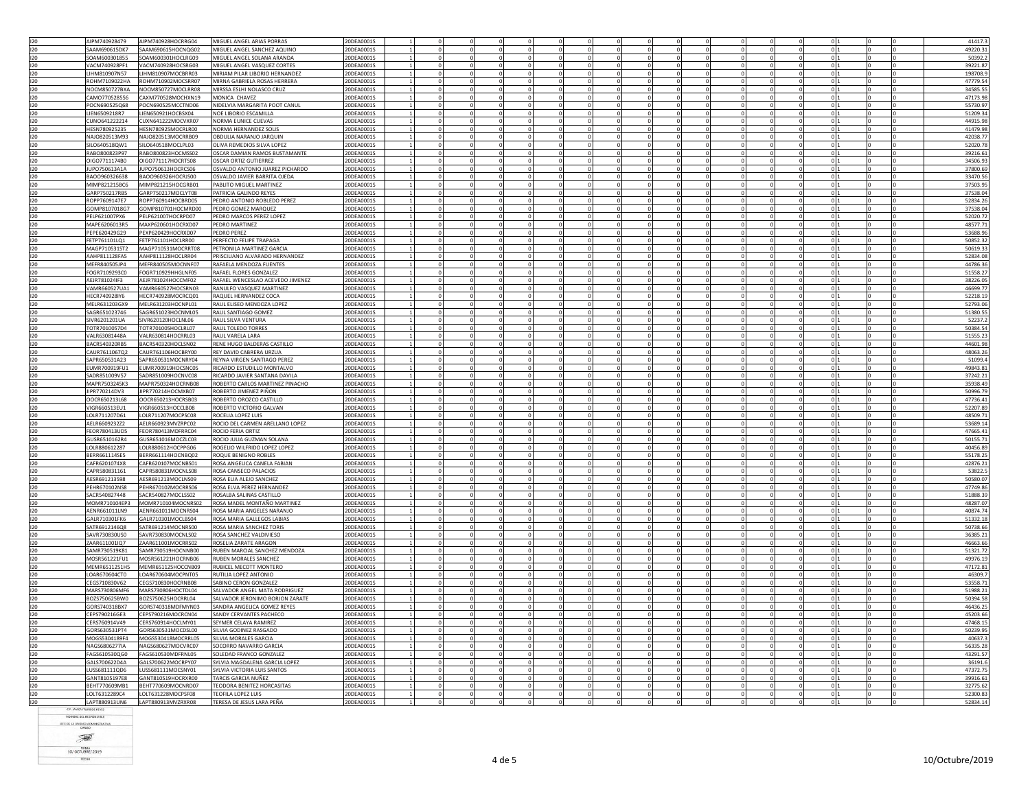| | | | | | | | | | | | | | | | | | | | | | | | | | |
|---|---|---|---|---|---|---|---|---|---|---|---|---|---|---|---|---|---|---|---|---|---|---|---|---|---|
| I20 | AIPM740928479 | AIPM740928HOCRRG04 | MIGUEL ANGEL ARIAS PORRAS | 20DEA0001S | 1 | 0 | 0 | 0 | 0 | 0 | 0 | 0 | 0 | 0 | 0 | 0 | 0 | 0 | 0 | 0 | 1 | | 0 | 0 | 41417.3 |
| I20 | SAAM690615DK7 | SAAM690615HOCNQG02 | MIGUEL ANGEL SANCHEZ AQUINO | 20DEA0001S | 1 | 0 | 0 | 0 | 0 | 0 | 0 | 0 | 0 | 0 | 0 | 0 | 0 | 0 | 0 | 0 | 1 | | 0 | 0 | 49220.31 |
| I20 | SOAM600301855 | SOAM600301HOCLRG09 | MIGUEL ANGEL SOLANA ARANDA | 20DEA0001S | 1 | 0 | 0 | 0 | 0 | 0 | 0 | 0 | 0 | 0 | 0 | 0 | 0 | 0 | 0 | 0 | 1 | | 0 | 0 | 50392.2 |
| I20 | VACM740928PF1 | VACM740928HOCSRG03 | MIGUEL ANGEL VASQUEZ CORTES | 20DEA0001S | 1 | 0 | 0 | 0 | 0 | 0 | 0 | 0 | 0 | 0 | 0 | 0 | 0 | 0 | 0 | 0 | 1 | | 0 | 0 | 39221.87 |
| I20 | LIHM810907N57 | LIHM810907MOCBRR03 | MIRIAM PILAR LIBORIO HERNANDEZ | 20DEA0001S | 1 | 0 | 0 | 0 | 0 | 0 | 0 | 0 | 0 | 0 | 0 | 0 | 0 | 0 | 0 | 0 | 1 | | 0 | 0 | 198708.9 |
| I20 | ROHM7109022HA | ROHM710902MOCSRR07 | MIRNA GABRIELA ROSAS HERRERA | 20DEA0001S | 1 | 0 | 0 | 0 | 0 | 0 | 0 | 0 | 0 | 0 | 0 | 0 | 0 | 0 | 0 | 0 | 1 | | 0 | 0 | 47779.54 |
| I20 | NOCM850727BXA | NOCM850727MOCLRR08 | MIRSSA ESLHI NOLASCO CRUZ | 20DEA0001S | 1 | 0 | 0 | 0 | 0 | 0 | 0 | 0 | 0 | 0 | 0 | 0 | 0 | 0 | 0 | 0 | 1 | | 0 | 0 | 34585.55 |
| I20 | CAMO770528556 | CAXM770528MOCHXN19 | MONICA CHAVEZ | 20DEA0001S | 1 | 0 | 0 | 0 | 0 | 0 | 0 | 0 | 0 | 0 | 0 | 0 | 0 | 0 | 0 | 0 | 1 | | 0 | 0 | 47173.98 |
| I20 | POCN690525Q68 | POCN690525MCCTND06 | NIDELVIA MARGARITA POOT CANUL | 20DEA0001S | 1 | 0 | 0 | 0 | 0 | 0 | 0 | 0 | 0 | 0 | 0 | 0 | 0 | 0 | 0 | 0 | 1 | | 0 | 0 | 55730.97 |
| I20 | LIEN650921BR7 | LIEN650921HOCBSX04 | NOE LIBORIO ESCAMILLA | 20DEA0001S | 1 | 0 | 0 | 0 | 0 | 0 | 0 | 0 | 0 | 0 | 0 | 0 | 0 | 0 | 0 | 0 | 1 | | 0 | 0 | 51209.34 |
| I20 | CUNO641222214 | CUXN641222MOCVXR07 | NORMA EUNICE CUEVAS | 20DEA0001S | 1 | 0 | 0 | 0 | 0 | 0 | 0 | 0 | 0 | 0 | 0 | 0 | 0 | 0 | 0 | 0 | 1 | | 0 | 0 | 44915.98 |
| I20 | HESN780925235 | HESN780925MOCRLR00 | NORMA HERNANDEZ SOLIS | 20DEA0001S | 1 | 0 | 0 | 0 | 0 | 0 | 0 | 0 | 0 | 0 | 0 | 0 | 0 | 0 | 0 | 0 | 1 | | 0 | 0 | 41479.98 |
| I20 | NAJO820513M93 | NAJO820513MOCRRB09 | OBDULIA NARANJO JARQUIN | 20DEA0001S | 1 | 0 | 0 | 0 | 0 | 0 | 0 | 0 | 0 | 0 | 0 | 0 | 0 | 0 | 0 | 0 | 1 | | 0 | 0 | 42038.77 |
| I20 | SILO640518QW1 | SILO640518MOCLPL03 | OLIVA REMEDIOS SILVA LOPEZ | 20DEA0001S | 1 | 0 | 0 | 0 | 0 | 0 | 0 | 0 | 0 | 0 | 0 | 0 | 0 | 0 | 0 | 0 | 1 | | 0 | 0 | 52020.78 |
| I20 | RABO800823P97 | RABO800823HOCMSS02 | OSCAR DAMIAN RAMOS BUSTAMANTE | 20DEA0001S | 1 | 0 | 0 | 0 | 0 | 0 | 0 | 0 | 0 | 0 | 0 | 0 | 0 | 0 | 0 | 0 | 1 | | 0 | 0 | 39216.61 |
| I20 | OIGO771117480 | OIGO771117HOCRTS08 | OSCAR ORTIZ GUTIERREZ | 20DEA0001S | 1 | 0 | 0 | 0 | 0 | 0 | 0 | 0 | 0 | 0 | 0 | 0 | 0 | 0 | 0 | 0 | 1 | | 0 | 0 | 34506.93 |
| I20 | JUPO750613A1A | JUPO750613HOCRCS06 | OSVALDO ANTONIO JUAREZ PICHARDO | 20DEA0001S | 1 | 0 | 0 | 0 | 0 | 0 | 0 | 0 | 0 | 0 | 0 | 0 | 0 | 0 | 0 | 0 | 1 | | 0 | 0 | 37800.69 |
| I20 | BAOO960326638 | BAOO960326HOCRJS00 | OSVALDO JAVIER BARRITA OJEDA | 20DEA0001S | 1 | 0 | 0 | 0 | 0 | 0 | 0 | 0 | 0 | 0 | 0 | 0 | 0 | 0 | 0 | 0 | 1 | | 0 | 0 | 33470.56 |
| I20 | MIMP821215BC6 | MIMP821215HOCGRB01 | PABLITO MIGUEL MARTINEZ | 20DEA0001S | 1 | 0 | 0 | 0 | 0 | 0 | 0 | 0 | 0 | 0 | 0 | 0 | 0 | 0 | 0 | 0 | 1 | | 0 | 0 | 37503.95 |
| I20 | GARP750217RB5 | GARP750217MOCLYT08 | PATRICIA GALINDO REYES | 20DEA0001S | 1 | 0 | 0 | 0 | 0 | 0 | 0 | 0 | 0 | 0 | 0 | 0 | 0 | 0 | 0 | 0 | 1 | | 0 | 0 | 37538.04 |
| I20 | ROPP7609147E7 | ROPP760914HOCBRD05 | PEDRO ANTONIO ROBLEDO PEREZ | 20DEA0001S | 1 | 0 | 0 | 0 | 0 | 0 | 0 | 0 | 0 | 0 | 0 | 0 | 0 | 0 | 0 | 0 | 1 | | 0 | 0 | 52834.26 |
| I20 | GOMP8107018G7 | GOMP810701HOCMRD00 | PEDRO GOMEZ MARQUEZ | 20DEA0001S | 1 | 0 | 0 | 0 | 0 | 0 | 0 | 0 | 0 | 0 | 0 | 0 | 0 | 0 | 0 | 0 | 1 | | 0 | 0 | 37538.04 |
| I20 | PELP621007PX6 | PELP621007HOCRPD07 | PEDRO MARCOS PEREZ LOPEZ | 20DEA0001S | 1 | 0 | 0 | 0 | 0 | 0 | 0 | 0 | 0 | 0 | 0 | 0 | 0 | 0 | 0 | 0 | 1 | | 0 | 0 | 52020.72 |
| I20 | MAPE6206013R5 | MAXP620601HOCRXD07 | PEDRO MARTINEZ | 20DEA0001S | 1 | 0 | 0 | 0 | 0 | 0 | 0 | 0 | 0 | 0 | 0 | 0 | 0 | 0 | 0 | 0 | 1 | | 0 | 0 | 48577.71 |
| I20 | PEPE620429G29 | PEXP620429HOCRXD07 | PEDRO PEREZ | 20DEA0001S | 1 | 0 | 0 | 0 | 0 | 0 | 0 | 0 | 0 | 0 | 0 | 0 | 0 | 0 | 0 | 0 | 1 | | 0 | 0 | 53688.96 |
| I20 | FETP761101LQ1 | FETP761101HOCLRR00 | PERFECTO FELIPE TRAPAGA | 20DEA0001S | 1 | 0 | 0 | 0 | 0 | 0 | 0 | 0 | 0 | 0 | 0 | 0 | 0 | 0 | 0 | 0 | 1 | | 0 | 0 | 50852.32 |
| I20 | MAGP710531ST2 | MAGP710531MOCRRT08 | PETRONILA MARTINEZ GARCIA | 20DEA0001S | 1 | 0 | 0 | 0 | 0 | 0 | 0 | 0 | 0 | 0 | 0 | 0 | 0 | 0 | 0 | 0 | 1 | | 0 | 0 | 50619.33 |
| I20 | AAHP811128FA5 | AAHP811128HOCLRR04 | PRISCILIANO ALVARADO HERNANDEZ | 20DEA0001S | 1 | 0 | 0 | 0 | 0 | 0 | 0 | 0 | 0 | 0 | 0 | 0 | 0 | 0 | 0 | 0 | 1 | | 0 | 0 | 52834.08 |
| I20 | MEFR840505JP4 | MEFR840505MOCNNF07 | RAFAELA MENDOZA FUENTES | 20DEA0001S | 1 | 0 | 0 | 0 | 0 | 0 | 0 | 0 | 0 | 0 | 0 | 0 | 0 | 0 | 0 | 0 | 1 | | 0 | 0 | 44786.36 |
| I20 | FOGR7109293C0 | FOGR710929HHGLNF05 | RAFAEL FLORES GONZALEZ | 20DEA0001S | 1 | 0 | 0 | 0 | 0 | 0 | 0 | 0 | 0 | 0 | 0 | 0 | 0 | 0 | 0 | 0 | 1 | | 0 | 0 | 51558.27 |
| I20 | AEJR781024IF3 | AEJR781024HOCCMF02 | RAFAEL WENCESLAO ACEVEDO JIMENEZ | 20DEA0001S | 1 | 0 | 0 | 0 | 0 | 0 | 0 | 0 | 0 | 0 | 0 | 0 | 0 | 0 | 0 | 0 | 1 | | 0 | 0 | 38226.05 |
| I20 | VAMR660527UA1 | VAMR660527HOCSRN03 | RANULFO VASQUEZ MARTINEZ | 20DEA0001S | 1 | 0 | 0 | 0 | 0 | 0 | 0 | 0 | 0 | 0 | 0 | 0 | 0 | 0 | 0 | 0 | 1 | | 0 | 0 | 46699.77 |
| I20 | HECR740928IY6 | HECR740928MOCRCQ01 | RAQUEL HERNANDEZ COCA | 20DEA0001S | 1 | 0 | 0 | 0 | 0 | 0 | 0 | 0 | 0 | 0 | 0 | 0 | 0 | 0 | 0 | 0 | 1 | | 0 | 0 | 52218.19 |
| I20 | MELR631203GX9 | MELR631203HOCNPL01 | RAUL ELISEO MENDOZA LOPEZ | 20DEA0001S | 1 | 0 | 0 | 0 | 0 | 0 | 0 | 0 | 0 | 0 | 0 | 0 | 0 | 0 | 0 | 0 | 1 | | 0 | 0 | 52793.06 |
| I20 | SAGR651023746 | SAGR651023HOCNML05 | RAUL SANTIAGO GOMEZ | 20DEA0001S | 1 | 0 | 0 | 0 | 0 | 0 | 0 | 0 | 0 | 0 | 0 | 0 | 0 | 0 | 0 | 0 | 1 | | 0 | 0 | 51380.55 |
| I20 | SIVR6201201UA | SIVR620120HOCLNL06 | RAUL SILVA VENTURA | 20DEA0001S | 1 | 0 | 0 | 0 | 0 | 0 | 0 | 0 | 0 | 0 | 0 | 0 | 0 | 0 | 0 | 0 | 1 | | 0 | 0 | 52237.2 |
| I20 | TOTR7010057D4 | TOTR701005HOCLRL07 | RAUL TOLEDO TORRES | 20DEA0001S | 1 | 0 | 0 | 0 | 0 | 0 | 0 | 0 | 0 | 0 | 0 | 0 | 0 | 0 | 0 | 0 | 1 | | 0 | 0 | 50384.54 |
| I20 | VALR63081448A | VALR630814HOCRRL03 | RAUL VARELA LARA | 20DEA0001S | 1 | 0 | 0 | 0 | 0 | 0 | 0 | 0 | 0 | 0 | 0 | 0 | 0 | 0 | 0 | 0 | 1 | | 0 | 0 | 51555.23 |
| I20 | BACR540320RB5 | BACR540320HOCLSN02 | RENE HUGO BALDERAS CASTILLO | 20DEA0001S | 1 | 0 | 0 | 0 | 0 | 0 | 0 | 0 | 0 | 0 | 0 | 0 | 0 | 0 | 0 | 0 | 1 | | 0 | 0 | 44601.98 |
| I20 | CAUR7611067Q2 | CAUR761106HOCBRY00 | REY DAVID CABRERA URZUA | 20DEA0001S | 1 | 0 | 0 | 0 | 0 | 0 | 0 | 0 | 0 | 0 | 0 | 0 | 0 | 0 | 0 | 0 | 1 | | 0 | 0 | 48063.26 |
| I20 | SAPR650531A23 | SAPR650531MOCNRY04 | REYNA VIRGEN SANTIAGO PEREZ | 20DEA0001S | 1 | 0 | 0 | 0 | 0 | 0 | 0 | 0 | 0 | 0 | 0 | 0 | 0 | 0 | 0 | 0 | 1 | | 0 | 0 | 51099.4 |
| I20 | EUMR700919FU1 | EUMR700919HOCSNC05 | RICARDO ESTUDILLO MONTALVO | 20DEA0001S | 1 | 0 | 0 | 0 | 0 | 0 | 0 | 0 | 0 | 0 | 0 | 0 | 0 | 0 | 0 | 0 | 1 | | 0 | 0 | 49843.81 |
| I20 | SADR851009V57 | SADR851009HOCNVC08 | RICARDO JAVIER SANTANA DAVILA | 20DEA0001S | 1 | 0 | 0 | 0 | 0 | 0 | 0 | 0 | 0 | 0 | 0 | 0 | 0 | 0 | 0 | 0 | 1 | | 0 | 0 | 37242.21 |
| I20 | MAPR750324SK3 | MAPR750324HOCRNB08 | ROBERTO CARLOS MARTINEZ PINACHO | 20DEA0001S | 1 | 0 | 0 | 0 | 0 | 0 | 0 | 0 | 0 | 0 | 0 | 0 | 0 | 0 | 0 | 0 | 1 | | 0 | 0 | 35938.49 |
| I20 | JIPR770214DV3 | JIPR770214HOCMXB07 | ROBERTO JIMENEZ PIÑON | 20DEA0001S | 1 | 0 | 0 | 0 | 0 | 0 | 0 | 0 | 0 | 0 | 0 | 0 | 0 | 0 | 0 | 0 | 1 | | 0 | 0 | 50996.79 |
| I20 | OOCR650213L68 | OOCR650213HOCRSB03 | ROBERTO OROZCO CASTILLO | 20DEA0001S | 1 | 0 | 0 | 0 | 0 | 0 | 0 | 0 | 0 | 0 | 0 | 0 | 0 | 0 | 0 | 0 | 1 | | 0 | 0 | 47736.41 |
| I20 | VIGR660513EU1 | VIGR660513HOCCLB08 | ROBERTO VICTORIO GALVAN | 20DEA0001S | 1 | 0 | 0 | 0 | 0 | 0 | 0 | 0 | 0 | 0 | 0 | 0 | 0 | 0 | 0 | 0 | 1 | | 0 | 0 | 52207.89 |
| I20 | LOLR711207D61 | LOLR711207MOCPSC08 | ROCELIA LOPEZ LUIS | 20DEA0001S | 1 | 0 | 0 | 0 | 0 | 0 | 0 | 0 | 0 | 0 | 0 | 0 | 0 | 0 | 0 | 0 | 1 | | 0 | 0 | 48509.71 |
| I20 | AELR660923ZZ2 | AELR660923MVZRPC02 | ROCIO DEL CARMEN ARELLANO LOPEZ | 20DEA0001S | 1 | 0 | 0 | 0 | 0 | 0 | 0 | 0 | 0 | 0 | 0 | 0 | 0 | 0 | 0 | 0 | 1 | | 0 | 0 | 53689.14 |
| I20 | FEOR780413UD5 | FEOR780413MDFRRC04 | ROCIO FERIA ORTIZ | 20DEA0001S | 1 | 0 | 0 | 0 | 0 | 0 | 0 | 0 | 0 | 0 | 0 | 0 | 0 | 0 | 0 | 0 | 1 | | 0 | 0 | 47665.41 |
| I20 | GUSR6510162R4 | GUSR651016MOCZLC03 | ROCIO JULIA GUZMAN SOLANA | 20DEA0001S | 1 | 0 | 0 | 0 | 0 | 0 | 0 | 0 | 0 | 0 | 0 | 0 | 0 | 0 | 0 | 0 | 1 | | 0 | 0 | 50155.71 |
| I20 | LOLR880612287 | LOLR880612HOCPPG06 | ROGELIO WILFRIDO LOPEZ LOPEZ | 20DEA0001S | 1 | 0 | 0 | 0 | 0 | 0 | 0 | 0 | 0 | 0 | 0 | 0 | 0 | 0 | 0 | 0 | 1 | | 0 | 0 | 40456.89 |
| I20 | BERR661114SE5 | BERR661114HOCNBQ02 | ROQUE BENIGNO ROBLES | 20DEA0001S | 1 | 0 | 0 | 0 | 0 | 0 | 0 | 0 | 0 | 0 | 0 | 0 | 0 | 0 | 0 | 0 | 1 | | 0 | 0 | 55178.25 |
| I20 | CAFR6201074X8 | CAFR620107MOCNBS01 | ROSA ANGELICA CANELA FABIAN | 20DEA0001S | 1 | 0 | 0 | 0 | 0 | 0 | 0 | 0 | 0 | 0 | 0 | 0 | 0 | 0 | 0 | 0 | 1 | | 0 | 0 | 42876.21 |
| I20 | CAPR580831161 | CAPR580831MOCNLS08 | ROSA CANSECO PALACIOS | 20DEA0001S | 1 | 0 | 0 | 0 | 0 | 0 | 0 | 0 | 0 | 0 | 0 | 0 | 0 | 0 | 0 | 0 | 1 | | 0 | 0 | 53822.5 |
| I20 | AESR691213598 | AESR691213MOCLNS09 | ROSA ELIA ALEJO SANCHEZ | 20DEA0001S | 1 | 0 | 0 | 0 | 0 | 0 | 0 | 0 | 0 | 0 | 0 | 0 | 0 | 0 | 0 | 0 | 1 | | 0 | 0 | 50580.07 |
| I20 | PEHR670102NS8 | PEHR670102MOCRRS06 | ROSA ELVA PEREZ HERNANDEZ | 20DEA0001S | 1 | 0 | 0 | 0 | 0 | 0 | 0 | 0 | 0 | 0 | 0 | 0 | 0 | 0 | 0 | 0 | 1 | | 0 | 0 | 47749.86 |
| I20 | SACR540827448 | SACR540827MOCLSS02 | ROSALBA SALINAS CASTILLO | 20DEA0001S | 1 | 0 | 0 | 0 | 0 | 0 | 0 | 0 | 0 | 0 | 0 | 0 | 0 | 0 | 0 | 0 | 1 | | 0 | 0 | 51888.39 |
| I20 | MOMR710104EP3 | MOMR710104MOCNRS02 | ROSA MADEL MONTAÑO MARTINEZ | 20DEA0001S | 1 | 0 | 0 | 0 | 0 | 0 | 0 | 0 | 0 | 0 | 0 | 0 | 0 | 0 | 0 | 0 | 1 | | 0 | 0 | 48287.07 |
| I20 | AENR661011LN9 | AENR661011MOCNRS04 | ROSA MARIA ANGELES NARANJO | 20DEA0001S | 1 | 0 | 0 | 0 | 0 | 0 | 0 | 0 | 0 | 0 | 0 | 0 | 0 | 0 | 0 | 0 | 1 | | 0 | 0 | 40874.74 |
| I20 | GALR710301FK6 | GALR710301MOCLBS04 | ROSA MARIA GALLEGOS LABIAS | 20DEA0001S | 1 | 0 | 0 | 0 | 0 | 0 | 0 | 0 | 0 | 0 | 0 | 0 | 0 | 0 | 0 | 0 | 1 | | 0 | 0 | 51332.18 |
| I20 | SATR6912146Q8 | SATR691214MOCNRS00 | ROSA MARIA SANCHEZ TORIS | 20DEA0001S | 1 | 0 | 0 | 0 | 0 | 0 | 0 | 0 | 0 | 0 | 0 | 0 | 0 | 0 | 0 | 0 | 1 | | 0 | 0 | 50738.66 |
| I20 | SAVR730830US0 | SAVR730830MOCNLS02 | ROSA SANCHEZ VALDIVIESO | 20DEA0001S | 1 | 0 | 0 | 0 | 0 | 0 | 0 | 0 | 0 | 0 | 0 | 0 | 0 | 0 | 0 | 0 | 1 | | 0 | 0 | 36385.21 |
| I20 | ZAAR611001IQ7 | ZAAR611001MOCRRS02 | ROSELIA ZARATE ARAGON | 20DEA0001S | 1 | 0 | 0 | 0 | 0 | 0 | 0 | 0 | 0 | 0 | 0 | 0 | 0 | 0 | 0 | 0 | 1 | | 0 | 0 | 46663.66 |
| I20 | SAMR730519K81 | SAMR730519HOCNNB00 | RUBEN MARCIAL SANCHEZ MENDOZA | 20DEA0001S | 1 | 0 | 0 | 0 | 0 | 0 | 0 | 0 | 0 | 0 | 0 | 0 | 0 | 0 | 0 | 0 | 1 | | 0 | 0 | 51321.72 |
| I20 | MOSR561221FU1 | MOSR561221HOCRNB06 | RUBEN MORALES SANCHEZ | 20DEA0001S | 1 | 0 | 0 | 0 | 0 | 0 | 0 | 0 | 0 | 0 | 0 | 0 | 0 | 0 | 0 | 0 | 1 | | 0 | 0 | 49976.19 |
| I20 | MEMR651125HS | MEMR651125HOCCNB09 | RUBICEL MECOTT MONTERO | 20DEA0001S | 1 | 0 | 0 | 0 | 0 | 0 | 0 | 0 | 0 | 0 | 0 | 0 | 0 | 0 | 0 | 0 | 1 | | 0 | 0 | 47172.81 |
| I20 | LOAR670604CT0 | LOAR670604MOCPNT05 | RUTILIA LOPEZ ANTONIO | 20DEA0001S | 1 | 0 | 0 | 0 | 0 | 0 | 0 | 0 | 0 | 0 | 0 | 0 | 0 | 0 | 0 | 0 | 1 | | 0 | 0 | 46309.7 |
| I20 | CEGS710830V62 | CEGS710830HOCRNB08 | SABINO CERON GONZALEZ | 20DEA0001S | 1 | 0 | 0 | 0 | 0 | 0 | 0 | 0 | 0 | 0 | 0 | 0 | 0 | 0 | 0 | 0 | 1 | | 0 | 0 | 53558.71 |
| I20 | MARS730806MF6 | MARS730806HOCTDL04 | SALVADOR ANGEL MATA RODRIGUEZ | 20DEA0001S | 1 | 0 | 0 | 0 | 0 | 0 | 0 | 0 | 0 | 0 | 0 | 0 | 0 | 0 | 0 | 0 | 1 | | 0 | 0 | 51988.21 |
| I20 | BOZS750625BW0 | BOZS750625HOCRRL04 | SALVADOR JERONIMO BORJON ZARATE | 20DEA0001S | 1 | 0 | 0 | 0 | 0 | 0 | 0 | 0 | 0 | 0 | 0 | 0 | 0 | 0 | 0 | 0 | 1 | | 0 | 0 | 50394.58 |
| I20 | GORS740318BX7 | GORS740318MDFMYN03 | SANDRA ANGELICA GOMEZ REYES | 20DEA0001S | 1 | 0 | 0 | 0 | 0 | 0 | 0 | 0 | 0 | 0 | 0 | 0 | 0 | 0 | 0 | 0 | 1 | | 0 | 0 | 46436.25 |
| I20 | CEPS790216GE3 | CEPS790216MOCRCN04 | SANDY CERVANTES PACHECO | 20DEA0001S | 1 | 0 | 0 | 0 | 0 | 0 | 0 | 0 | 0 | 0 | 0 | 0 | 0 | 0 | 0 | 0 | 1 | | 0 | 0 | 45203.66 |
| I20 | CERS760914V49 | CERS760914HOCLMY01 | SEYMER CELAYA RAMIREZ | 20DEA0001S | 1 | 0 | 0 | 0 | 0 | 0 | 0 | 0 | 0 | 0 | 0 | 0 | 0 | 0 | 0 | 0 | 1 | | 0 | 0 | 47468.15 |
| I20 | GORS630531PT4 | GORS630531MOCDSL00 | SILVIA GODINEZ RASGADO | 20DEA0001S | 1 | 0 | 0 | 0 | 0 | 0 | 0 | 0 | 0 | 0 | 0 | 0 | 0 | 0 | 0 | 0 | 1 | | 0 | 0 | 50239.95 |
| I20 | MOGS5304189F4 | MOGS530418MOCRRL05 | SILVIA MORALES GARCIA | 20DEA0001S | 1 | 0 | 0 | 0 | 0 | 0 | 0 | 0 | 0 | 0 | 0 | 0 | 0 | 0 | 0 | 0 | 1 | | 0 | 0 | 40637.3 |
| I20 | NAGS6806277IA | NAGS680627MOCVRC07 | SOCORRO NAVARRO GARCIA | 20DEA0001S | 1 | 0 | 0 | 0 | 0 | 0 | 0 | 0 | 0 | 0 | 0 | 0 | 0 | 0 | 0 | 0 | 1 | | 0 | 0 | 56335.28 |
| I20 | FAGS610530QG0 | FAGS610530MDFRNL05 | SOLEDAD FRANCO GONZALEZ | 20DEA0001S | 1 | 0 | 0 | 0 | 0 | 0 | 0 | 0 | 0 | 0 | 0 | 0 | 0 | 0 | 0 | 0 | 1 | | 0 | 0 | 43291.57 |
| I20 | GALS700622D4A | GALS700622MOCRPY07 | SYLVIA MAGDALENA GARCIA LOPEZ | 20DEA0001S | 1 | 0 | 0 | 0 | 0 | 0 | 0 | 0 | 0 | 0 | 0 | 0 | 0 | 0 | 0 | 0 | 1 | | 0 | 0 | 36191.6 |
| I20 | LUSS681111QD6 | LUSS681111MOCSNY01 | SYLVIA VICTORIA LUIS SANTOS | 20DEA0001S | 1 | 0 | 0 | 0 | 0 | 0 | 0 | 0 | 0 | 0 | 0 | 0 | 0 | 0 | 0 | 0 | 1 | | 0 | 0 | 47372.75 |
| I20 | GANT8105197E8 | GANT810519HOCRXR00 | TARCIS GARCIA NUÑEZ | 20DEA0001S | 1 | 0 | 0 | 0 | 0 | 0 | 0 | 0 | 0 | 0 | 0 | 0 | 0 | 0 | 0 | 0 | 1 | | 0 | 0 | 39916.61 |
| I20 | BEHT770609MB1 | BEHT770609MOCNRD07 | TEODORA BENITEZ HORCASITAS | 20DEA0001S | 1 | 0 | 0 | 0 | 0 | 0 | 0 | 0 | 0 | 0 | 0 | 0 | 0 | 0 | 0 | 0 | 1 | | 0 | 0 | 32775.62 |
| I20 | LOLT6312289C4 | LOLT631228MOCPSF08 | TEOFILA LOPEZ LUIS | 20DEA0001S | 1 | 0 | 0 | 0 | 0 | 0 | 0 | 0 | 0 | 0 | 0 | 0 | 0 | 0 | 0 | 0 | 1 | | 0 | 0 | 52300.83 |
| I20 | LAPT880913UN6 | LAPT880913MVZRXR08 | TERESA DE JESUS LARA PEÑA | 20DEA0001S | 1 | 0 | 0 | 0 | 0 | 0 | 0 | 0 | 0 | 0 | 0 | 0 | 0 | 0 | 0 | 0 | 1 | | 0 | 0 | 52834.14 |

C.P. JAVIER FIGUEROA REYES

NOMBRE DEL RESPONSABLE

JEFE DE LA UNIDAD ADMINISTRATIVA

CARGO

FIRMA

10/ OCTUBRE/ 2019

FECHA

10/Octubre/2019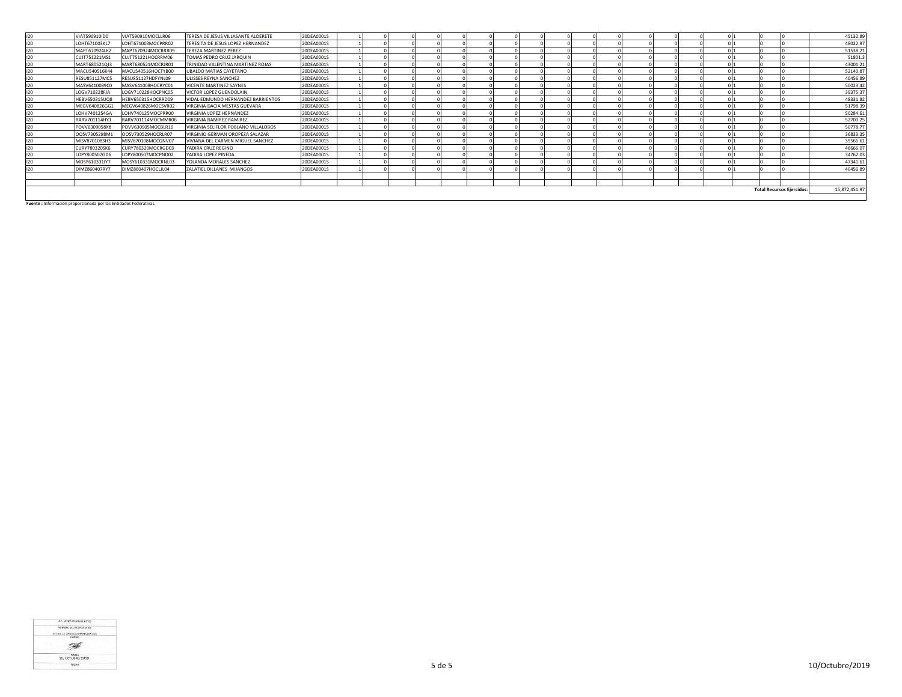| | | | | | | | | | | | | | | | | | | | | | | |
|---|---|---|---|---|---|---|---|---|---|---|---|---|---|---|---|---|---|---|---|---|---|---|
| I20 | VIAT590910ID0 | VIAT590910MOCLLR06 | TERESA DE JESUS VILLASANTE ALDERETE | 20DEA0001S | 1 | 0 | 0 | 0 | 0 | 0 | 0 | 0 | 0 | 0 | 0 | 0 | 0 | 0 | 0 | 1 | 0 | 0 | 45132.89 |
| I20 | LOHT671003KL7 | LOHT671003MOCPRR02 | TERESITA DE JESUS LOPEZ HERNANDEZ | 20DEA0001S | 1 | 0 | 0 | 0 | 0 | 0 | 0 | 0 | 0 | 0 | 0 | 0 | 0 | 0 | 0 | 1 | 0 | 0 | 48022.97 |
| I20 | MAPT670924LK2 | MAPT670924MOCRRR09 | TEREZA MARTINEZ PEREZ | 20DEA0001S | 1 | 0 | 0 | 0 | 0 | 0 | 0 | 0 | 0 | 0 | 0 | 0 | 0 | 0 | 0 | 1 | 0 | 0 | 51538.21 |
| I20 | CUJT751221MS1 | CUJT751221HOCRRM06 | TOMAS PEDRO CRUZ JARQUIN | 20DEA0001S | 1 | 0 | 0 | 0 | 0 | 0 | 0 | 0 | 0 | 0 | 0 | 0 | 0 | 0 | 0 | 1 | 0 | 0 | 51801.3 |
| I20 | MART680521QJ3 | MART680521MOCRJR01 | TRINIDAD VALENTINA MARTINEZ ROJAS | 20DEA0001S | 1 | 0 | 0 | 0 | 0 | 0 | 0 | 0 | 0 | 0 | 0 | 0 | 0 | 0 | 0 | 1 | 0 | 0 | 43001.21 |
| I20 | MACU540516K44 | MACU540516HOCTYB00 | UBALDO MATIAS CAYETANO | 20DEA0001S | 1 | 0 | 0 | 0 | 0 | 0 | 0 | 0 | 0 | 0 | 0 | 0 | 0 | 0 | 0 | 1 | 0 | 0 | 52140.87 |
| I20 | RESU851127MC5 | RESU851127HDFYNL09 | ULISSES REYNA SANCHEZ | 20DEA0001S | 1 | 0 | 0 | 0 | 0 | 0 | 0 | 0 | 0 | 0 | 0 | 0 | 0 | 0 | 0 | 1 | 0 | 0 | 40456.89 |
| I20 | MASV6410089C0 | MASV641008HOCRYC01 | VICENTE MARTINEZ SAYNES | 20DEA0001S | 1 | 0 | 0 | 0 | 0 | 0 | 0 | 0 | 0 | 0 | 0 | 0 | 0 | 0 | 0 | 1 | 0 | 0 | 50023.42 |
| I20 | LOGV710228FJA | LOGV710228HOCPNC05 | VICTOR LOPEZ GUENDOLAIN | 20DEA0001S | 1 | 0 | 0 | 0 | 0 | 0 | 0 | 0 | 0 | 0 | 0 | 0 | 0 | 0 | 0 | 1 | 0 | 0 | 39375.37 |
| I20 | HEBV650315UQ8 | HEBV650315HOCRRD09 | VIDAL EDMUNDO HERNANDEZ BARRIENTOS | 20DEA0001S | 1 | 0 | 0 | 0 | 0 | 0 | 0 | 0 | 0 | 0 | 0 | 0 | 0 | 0 | 0 | 1 | 0 | 0 | 48331.82 |
| I20 | MEGV640826GG1 | MEGV640826MOCSVR02 | VIRGINIA DACIA MESTAS GUEVARA | 20DEA0001S | 1 | 0 | 0 | 0 | 0 | 0 | 0 | 0 | 0 | 0 | 0 | 0 | 0 | 0 | 0 | 1 | 0 | 0 | 51798.39 |
| I20 | LOHV7401254GA | LOHV740125MOCPRR00 | VIRGINIA LOPEZ HERNANDEZ | 20DEA0001S | 1 | 0 | 0 | 0 | 0 | 0 | 0 | 0 | 0 | 0 | 0 | 0 | 0 | 0 | 0 | 1 | 0 | 0 | 50284.61 |
| I20 | RARV701114HY1 | RARV701114MOCMMR06 | VIRGINIA RAMIREZ RAMIREZ | 20DEA0001S | 1 | 0 | 0 | 0 | 0 | 0 | 0 | 0 | 0 | 0 | 0 | 0 | 0 | 0 | 0 | 1 | 0 | 0 | 52700.25 |
| I20 | POVV6309058X8 | POVV630905MOCBLR10 | VIRGINIA SELIFLOR POBLANO VILLALOBOS | 20DEA0001S | 1 | 0 | 0 | 0 | 0 | 0 | 0 | 0 | 0 | 0 | 0 | 0 | 0 | 0 | 0 | 1 | 0 | 0 | 50778.77 |
| I20 | OOSV7305298M1 | OOSV730529HOCRLR07 | VIRGINIO GERMAN OROPEZA SALAZAR | 20DEA0001S | 1 | 0 | 0 | 0 | 0 | 0 | 0 | 0 | 0 | 0 | 0 | 0 | 0 | 0 | 0 | 1 | 0 | 0 | 36833.35 |
| I20 | MISV8701083H3 | MISV870108MOCGNV07 | VIVIANA DEL CARMEN MIGUEL SANCHEZ | 20DEA0001S | 1 | 0 | 0 | 0 | 0 | 0 | 0 | 0 | 0 | 0 | 0 | 0 | 0 | 0 | 0 | 1 | 0 | 0 | 39566.61 |
| I20 | CURY780320SK6 | CURY780320MOCRGD03 | YADIRA CRUZ REGINO | 20DEA0001S | 1 | 0 | 0 | 0 | 0 | 0 | 0 | 0 | 0 | 0 | 0 | 0 | 0 | 0 | 0 | 1 | 0 | 0 | 46666.07 |
| I20 | LOPY800507GD6 | LOPY800507MOCPND02 | YADIRA LOPEZ PINEDA | 20DEA0001S | 1 | 0 | 0 | 0 | 0 | 0 | 0 | 0 | 0 | 0 | 0 | 0 | 0 | 0 | 0 | 1 | 0 | 0 | 34762.03 |
| I20 | MOSY610331IY7 | MOSY610331MOCRNL03 | YOLANDA MORALES SANCHEZ | 20DEA0001S | 1 | 0 | 0 | 0 | 0 | 0 | 0 | 0 | 0 | 0 | 0 | 0 | 0 | 0 | 0 | 1 | 0 | 0 | 47341.61 |
| I20 | DIMZ860407RY7 | DIMZ860407HOCLJL04 | ZALATIEL DILLANES MIJANGOS | 20DEA0001S | 1 | 0 | 0 | 0 | 0 | 0 | 0 | 0 | 0 | 0 | 0 | 0 | 0 | 0 | 0 | 1 | 0 | 0 | 40456.89 |
| | | | | | | | | | | | | | | | | | | | | | | | |
| | | | | | | | | | | | | | | | | | | | | | | **Total Recursos Ejercidos:** | 15,872,451.97 |

**Fuente :** Información proporcionada por las Entidades Federativas.

C.P. JAVIER ITURRIBE REYES
NOMBRE DEL RESPONSABLE
JEFE DE LA UNIDAD ADMINISTRATIVA
CARGO
FIRMA
10/ OCTUBRE/ 2019
FECHA

10/Octubre/2019